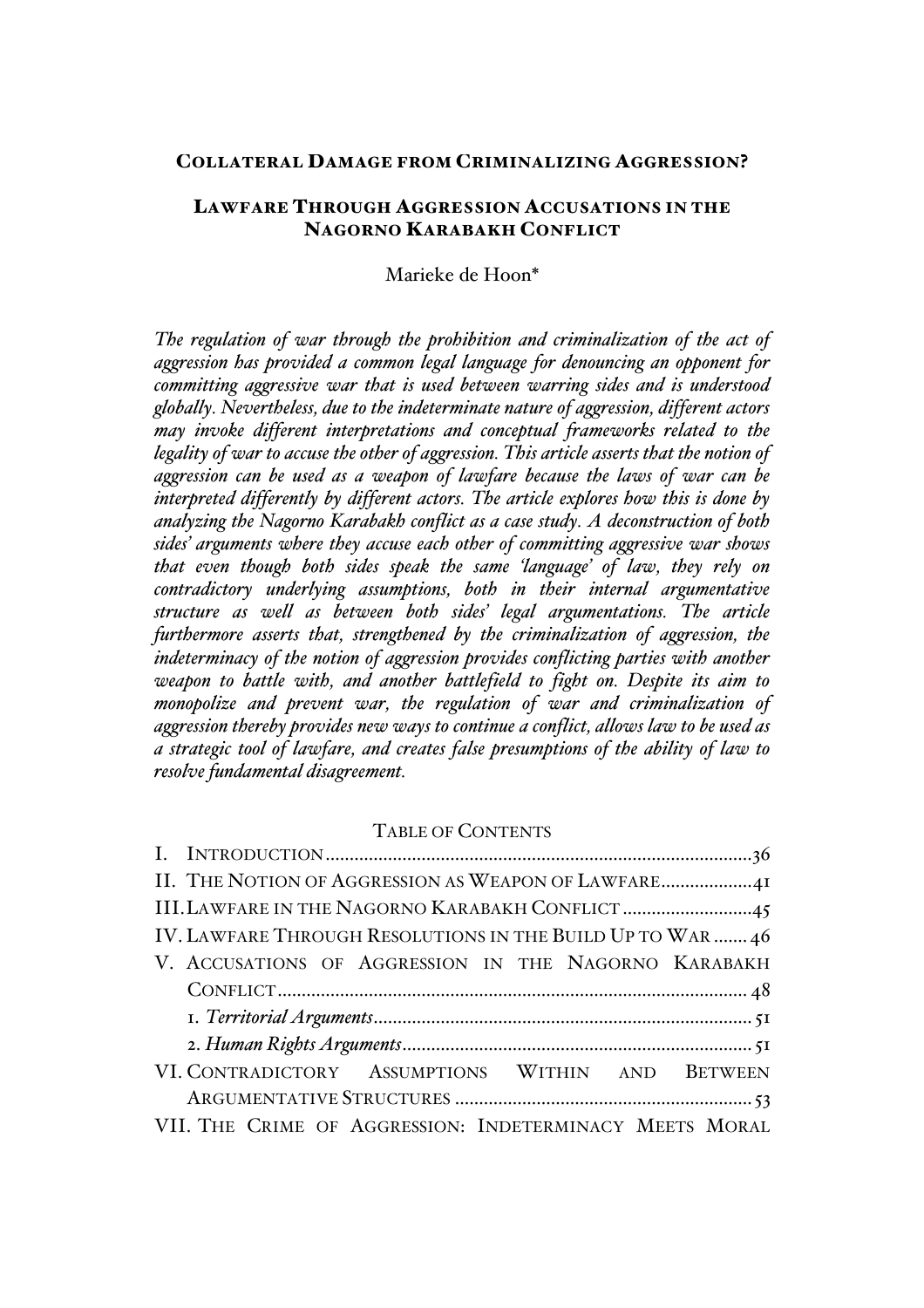# COLLATERAL DAMAGE FROM CRIMINALIZING AGGRESSION?

## LAWFARE THROUGH AGGRESSION ACCUSATIONS IN THE NAGORNO KARABAKH CONFLICT

Marieke de Hoon*

*The regulation of war through the prohibition and criminalization of the act of aggression has provided a common legal language for denouncing an opponent for committing aggressive war that is used between warring sides and is understood globally. Nevertheless, due to the indeterminate nature of aggression, different actors may invoke different interpretations and conceptual frameworks related to the legality of war to accuse the other of aggression. This article asserts that the notion of aggression can be used as a weapon of lawfare because the laws of war can be interpreted differently by different actors. The article explores how this is done by analyzing the Nagorno Karabakh conflict as a case study. A deconstruction of both sides' arguments where they accuse each other of committing aggressive war shows that even though both sides speak the same 'language' of law, they rely on contradictory underlying assumptions, both in their internal argumentative structure as well as between both sides' legal argumentations. The article furthermore asserts that, strengthened by the criminalization of aggression, the indeterminacy of the notion of aggression provides conflicting parties with another weapon to battle with, and another battlefield to fight on. Despite its aim to monopolize and prevent war, the regulation of war and criminalization of aggression thereby provides new ways to continue a conflict, allows law to be used as a strategic tool of lawfare, and creates false presumptions of the ability of law to resolve fundamental disagreement.*

TABLE OF CONTENTS

I. INTRODUCTION ........ 36
II. THE NOTION OF AGGRESSION AS WEAPON OF LAWFARE ........ 41
III. LAWFARE IN THE NAGORNO KARABAKH CONFLICT ........ 45
IV. LAWFARE THROUGH RESOLUTIONS IN THE BUILD UP TO WAR ........ 46
V. ACCUSATIONS OF AGGRESSION IN THE NAGORNO KARABAKH CONFLICT ........ 48
  1. *Territorial Arguments* ........ 51
  2. *Human Rights Arguments* ........ 51
VI. CONTRADICTORY ASSUMPTIONS WITHIN AND BETWEEN ARGUMENTATIVE STRUCTURES ........ 53
VII. THE CRIME OF AGGRESSION: INDETERMINACY MEETS MORAL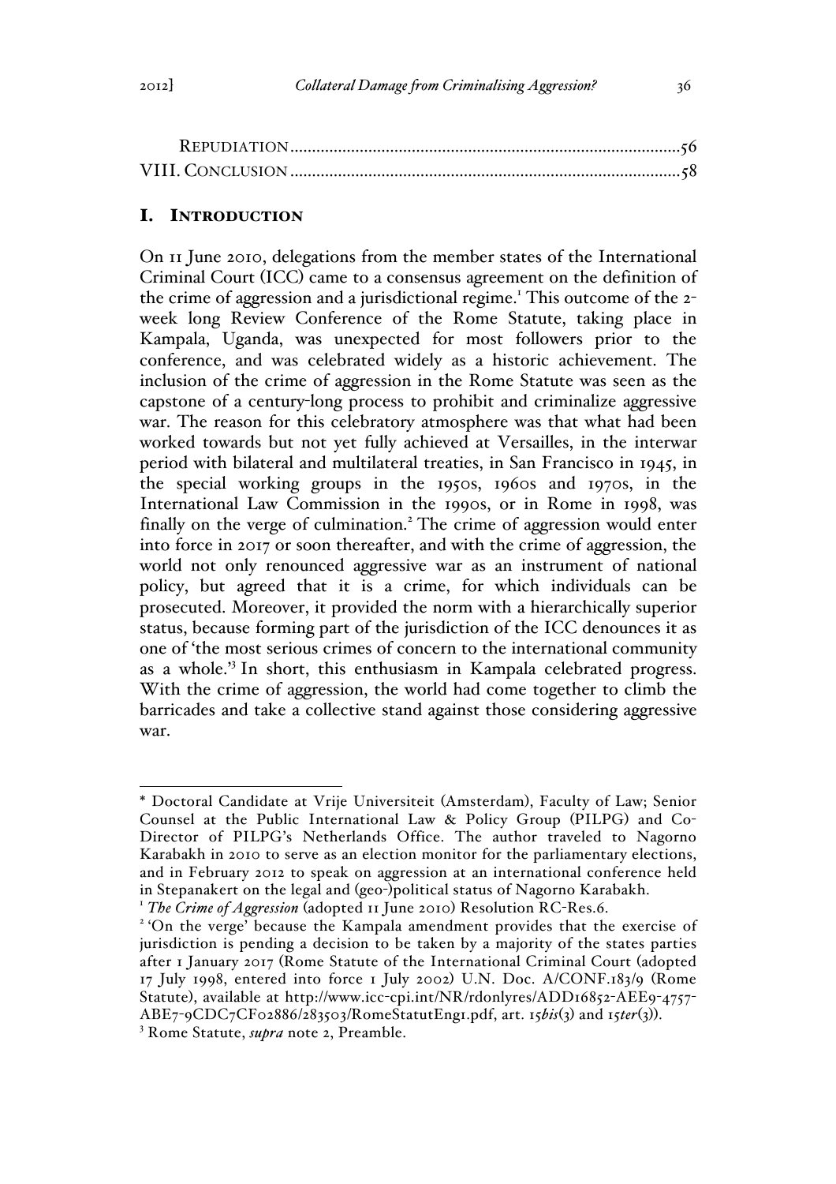REPUDIATION ......................................................................................56
VIII. CONCLUSION ....................................................................................58

## I. INTRODUCTION

On 11 June 2010, delegations from the member states of the International Criminal Court (ICC) came to a consensus agreement on the definition of the crime of aggression and a jurisdictional regime.[1] This outcome of the 2-week long Review Conference of the Rome Statute, taking place in Kampala, Uganda, was unexpected for most followers prior to the conference, and was celebrated widely as a historic achievement. The inclusion of the crime of aggression in the Rome Statute was seen as the capstone of a century-long process to prohibit and criminalize aggressive war. The reason for this celebratory atmosphere was that what had been worked towards but not yet fully achieved at Versailles, in the interwar period with bilateral and multilateral treaties, in San Francisco in 1945, in the special working groups in the 1950s, 1960s and 1970s, in the International Law Commission in the 1990s, or in Rome in 1998, was finally on the verge of culmination.[2] The crime of aggression would enter into force in 2017 or soon thereafter, and with the crime of aggression, the world not only renounced aggressive war as an instrument of national policy, but agreed that it is a crime, for which individuals can be prosecuted. Moreover, it provided the norm with a hierarchically superior status, because forming part of the jurisdiction of the ICC denounces it as one of 'the most serious crimes of concern to the international community as a whole.'[3] In short, this enthusiasm in Kampala celebrated progress. With the crime of aggression, the world had come together to climb the barricades and take a collective stand against those considering aggressive war.

---

\* Doctoral Candidate at Vrije Universiteit (Amsterdam), Faculty of Law; Senior Counsel at the Public International Law & Policy Group (PILPG) and Co-Director of PILPG's Netherlands Office. The author traveled to Nagorno Karabakh in 2010 to serve as an election monitor for the parliamentary elections, and in February 2012 to speak on aggression at an international conference held in Stepanakert on the legal and (geo-)political status of Nagorno Karabakh.

[1] *The Crime of Aggression* (adopted 11 June 2010) Resolution RC-Res.6.

[2] 'On the verge' because the Kampala amendment provides that the exercise of jurisdiction is pending a decision to be taken by a majority of the states parties after 1 January 2017 (Rome Statute of the International Criminal Court (adopted 17 July 1998, entered into force 1 July 2002) U.N. Doc. A/CONF.183/9 (Rome Statute), available at http://www.icc-cpi.int/NR/rdonlyres/ADD16852-AEE9-4757-ABE7-9CDC7CF02886/283503/RomeStatutEng1.pdf, art. 15*bis*(3) and 15*ter*(3)).

[3] Rome Statute, *supra* note 2, Preamble.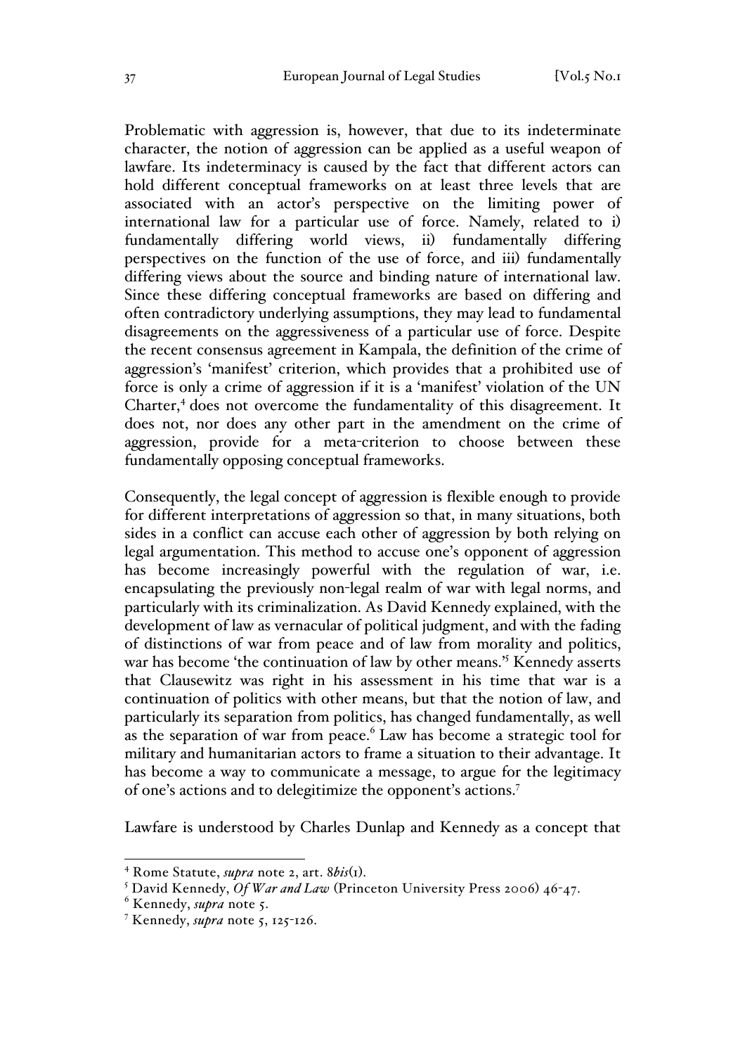Problematic with aggression is, however, that due to its indeterminate character, the notion of aggression can be applied as a useful weapon of lawfare. Its indeterminacy is caused by the fact that different actors can hold different conceptual frameworks on at least three levels that are associated with an actor's perspective on the limiting power of international law for a particular use of force. Namely, related to i) fundamentally differing world views, ii) fundamentally differing perspectives on the function of the use of force, and iii) fundamentally differing views about the source and binding nature of international law. Since these differing conceptual frameworks are based on differing and often contradictory underlying assumptions, they may lead to fundamental disagreements on the aggressiveness of a particular use of force. Despite the recent consensus agreement in Kampala, the definition of the crime of aggression's 'manifest' criterion, which provides that a prohibited use of force is only a crime of aggression if it is a 'manifest' violation of the UN Charter,[4] does not overcome the fundamentality of this disagreement. It does not, nor does any other part in the amendment on the crime of aggression, provide for a meta-criterion to choose between these fundamentally opposing conceptual frameworks.

Consequently, the legal concept of aggression is flexible enough to provide for different interpretations of aggression so that, in many situations, both sides in a conflict can accuse each other of aggression by both relying on legal argumentation. This method to accuse one's opponent of aggression has become increasingly powerful with the regulation of war, i.e. encapsulating the previously non-legal realm of war with legal norms, and particularly with its criminalization. As David Kennedy explained, with the development of law as vernacular of political judgment, and with the fading of distinctions of war from peace and of law from morality and politics, war has become 'the continuation of law by other means.'[5] Kennedy asserts that Clausewitz was right in his assessment in his time that war is a continuation of politics with other means, but that the notion of law, and particularly its separation from politics, has changed fundamentally, as well as the separation of war from peace.[6] Law has become a strategic tool for military and humanitarian actors to frame a situation to their advantage. It has become a way to communicate a message, to argue for the legitimacy of one's actions and to delegitimize the opponent's actions.[7]

Lawfare is understood by Charles Dunlap and Kennedy as a concept that

---

[4] Rome Statute, *supra* note 2, art. 8*bis*(1).

[5] David Kennedy, *Of War and Law* (Princeton University Press 2006) 46-47.

[6] Kennedy, *supra* note 5.

[7] Kennedy, *supra* note 5, 125-126.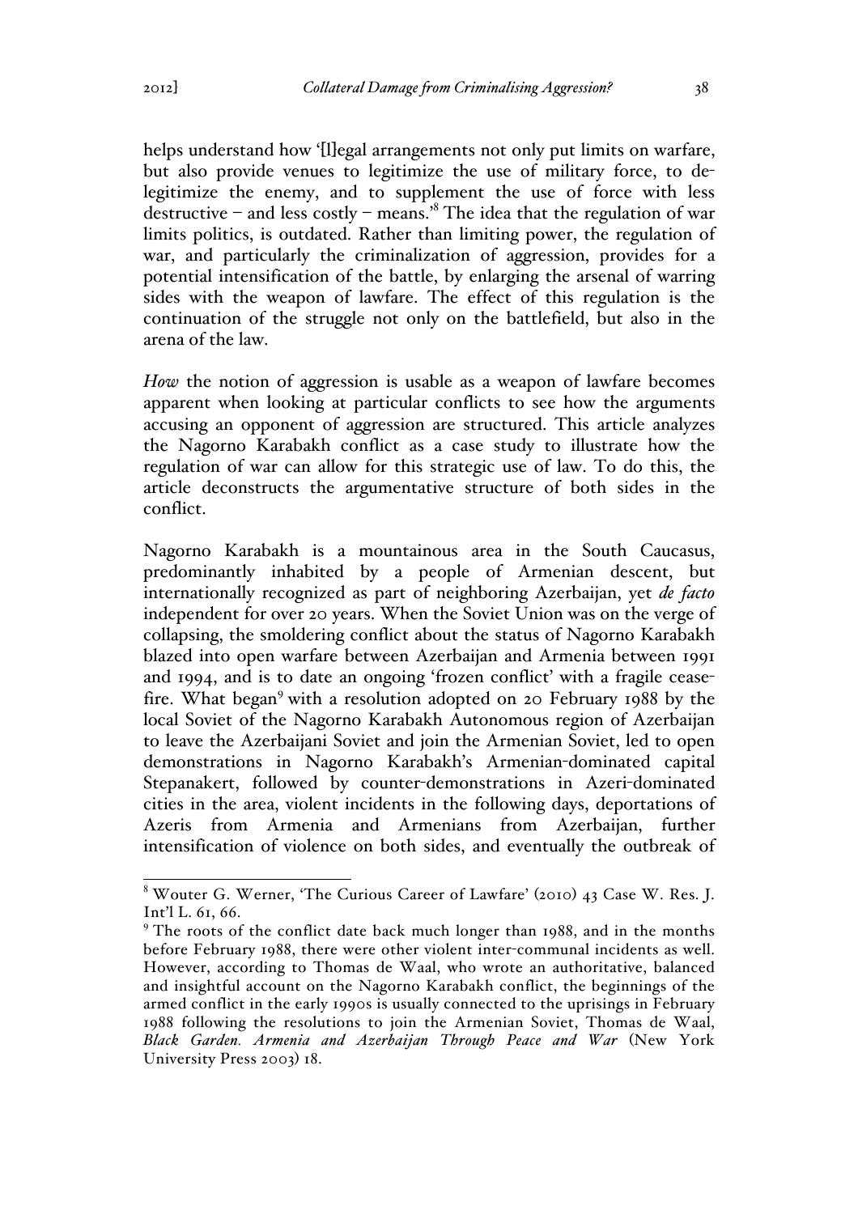helps understand how '[l]egal arrangements not only put limits on warfare, but also provide venues to legitimize the use of military force, to de-legitimize the enemy, and to supplement the use of force with less destructive – and less costly – means.'[8] The idea that the regulation of war limits politics, is outdated. Rather than limiting power, the regulation of war, and particularly the criminalization of aggression, provides for a potential intensification of the battle, by enlarging the arsenal of warring sides with the weapon of lawfare. The effect of this regulation is the continuation of the struggle not only on the battlefield, but also in the arena of the law.

*How* the notion of aggression is usable as a weapon of lawfare becomes apparent when looking at particular conflicts to see how the arguments accusing an opponent of aggression are structured. This article analyzes the Nagorno Karabakh conflict as a case study to illustrate how the regulation of war can allow for this strategic use of law. To do this, the article deconstructs the argumentative structure of both sides in the conflict.

Nagorno Karabakh is a mountainous area in the South Caucasus, predominantly inhabited by a people of Armenian descent, but internationally recognized as part of neighboring Azerbaijan, yet *de facto* independent for over 20 years. When the Soviet Union was on the verge of collapsing, the smoldering conflict about the status of Nagorno Karabakh blazed into open warfare between Azerbaijan and Armenia between 1991 and 1994, and is to date an ongoing 'frozen conflict' with a fragile cease-fire. What began[9] with a resolution adopted on 20 February 1988 by the local Soviet of the Nagorno Karabakh Autonomous region of Azerbaijan to leave the Azerbaijani Soviet and join the Armenian Soviet, led to open demonstrations in Nagorno Karabakh's Armenian-dominated capital Stepanakert, followed by counter-demonstrations in Azeri-dominated cities in the area, violent incidents in the following days, deportations of Azeris from Armenia and Armenians from Azerbaijan, further intensification of violence on both sides, and eventually the outbreak of

---

[8] Wouter G. Werner, 'The Curious Career of Lawfare' (2010) 43 Case W. Res. J. Int'l L. 61, 66.

[9] The roots of the conflict date back much longer than 1988, and in the months before February 1988, there were other violent inter-communal incidents as well. However, according to Thomas de Waal, who wrote an authoritative, balanced and insightful account on the Nagorno Karabakh conflict, the beginnings of the armed conflict in the early 1990s is usually connected to the uprisings in February 1988 following the resolutions to join the Armenian Soviet, Thomas de Waal, *Black Garden. Armenia and Azerbaijan Through Peace and War* (New York University Press 2003) 18.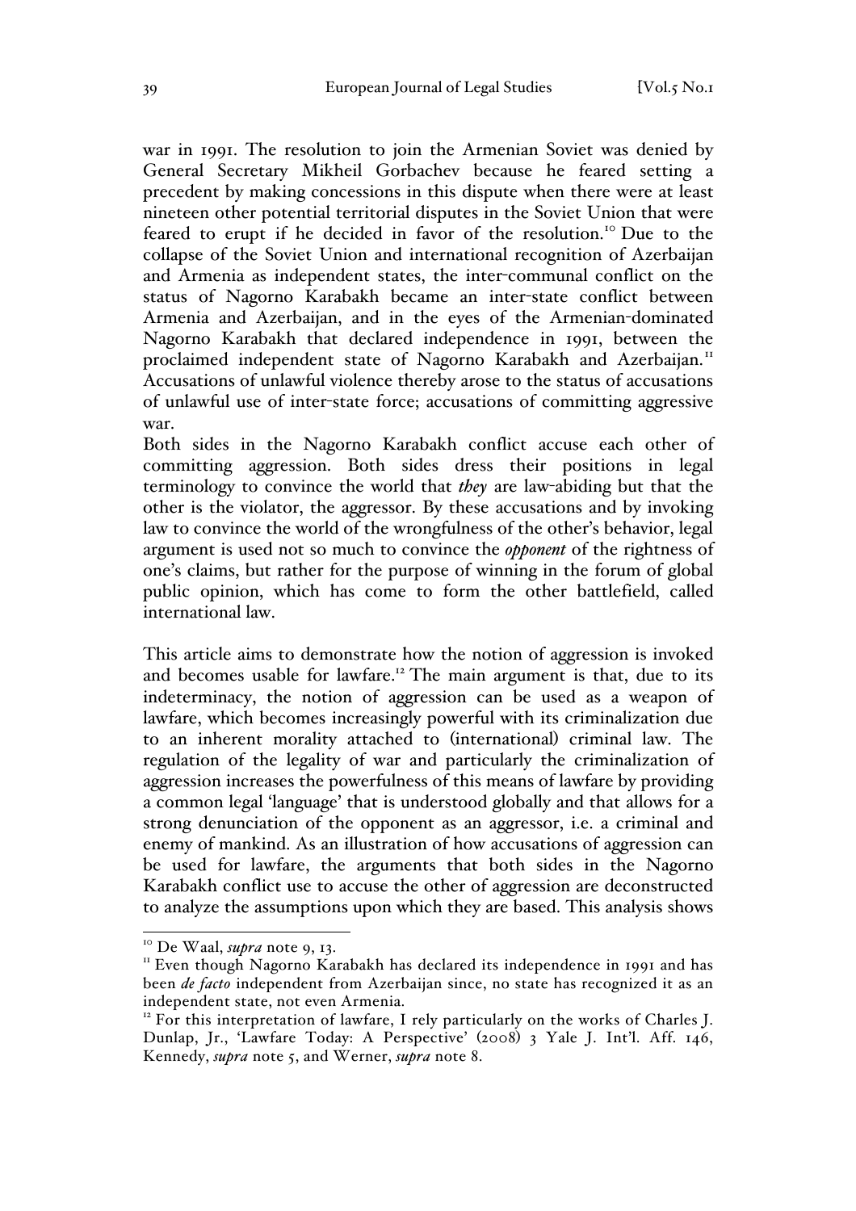war in 1991. The resolution to join the Armenian Soviet was denied by General Secretary Mikheil Gorbachev because he feared setting a precedent by making concessions in this dispute when there were at least nineteen other potential territorial disputes in the Soviet Union that were feared to erupt if he decided in favor of the resolution.[10] Due to the collapse of the Soviet Union and international recognition of Azerbaijan and Armenia as independent states, the inter-communal conflict on the status of Nagorno Karabakh became an inter-state conflict between Armenia and Azerbaijan, and in the eyes of the Armenian-dominated Nagorno Karabakh that declared independence in 1991, between the proclaimed independent state of Nagorno Karabakh and Azerbaijan.[11] Accusations of unlawful violence thereby arose to the status of accusations of unlawful use of inter-state force; accusations of committing aggressive war.

Both sides in the Nagorno Karabakh conflict accuse each other of committing aggression. Both sides dress their positions in legal terminology to convince the world that *they* are law-abiding but that the other is the violator, the aggressor. By these accusations and by invoking law to convince the world of the wrongfulness of the other's behavior, legal argument is used not so much to convince the *opponent* of the rightness of one's claims, but rather for the purpose of winning in the forum of global public opinion, which has come to form the other battlefield, called international law.

This article aims to demonstrate how the notion of aggression is invoked and becomes usable for lawfare.[12] The main argument is that, due to its indeterminacy, the notion of aggression can be used as a weapon of lawfare, which becomes increasingly powerful with its criminalization due to an inherent morality attached to (international) criminal law. The regulation of the legality of war and particularly the criminalization of aggression increases the powerfulness of this means of lawfare by providing a common legal 'language' that is understood globally and that allows for a strong denunciation of the opponent as an aggressor, i.e. a criminal and enemy of mankind. As an illustration of how accusations of aggression can be used for lawfare, the arguments that both sides in the Nagorno Karabakh conflict use to accuse the other of aggression are deconstructed to analyze the assumptions upon which they are based. This analysis shows

---

[10] De Waal, *supra* note 9, 13.

[11] Even though Nagorno Karabakh has declared its independence in 1991 and has been *de facto* independent from Azerbaijan since, no state has recognized it as an independent state, not even Armenia.

[12] For this interpretation of lawfare, I rely particularly on the works of Charles J. Dunlap, Jr., 'Lawfare Today: A Perspective' (2008) 3 Yale J. Int'l. Aff. 146, Kennedy, *supra* note 5, and Werner, *supra* note 8.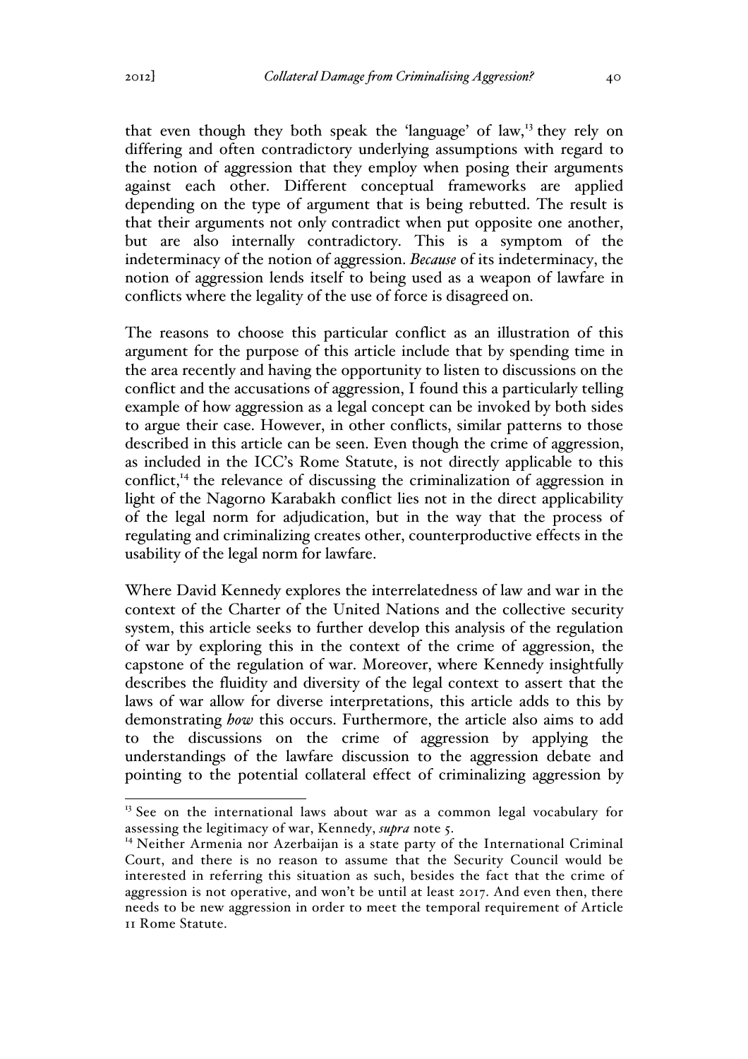that even though they both speak the 'language' of law,[13] they rely on differing and often contradictory underlying assumptions with regard to the notion of aggression that they employ when posing their arguments against each other. Different conceptual frameworks are applied depending on the type of argument that is being rebutted. The result is that their arguments not only contradict when put opposite one another, but are also internally contradictory. This is a symptom of the indeterminacy of the notion of aggression. *Because* of its indeterminacy, the notion of aggression lends itself to being used as a weapon of lawfare in conflicts where the legality of the use of force is disagreed on.

The reasons to choose this particular conflict as an illustration of this argument for the purpose of this article include that by spending time in the area recently and having the opportunity to listen to discussions on the conflict and the accusations of aggression, I found this a particularly telling example of how aggression as a legal concept can be invoked by both sides to argue their case. However, in other conflicts, similar patterns to those described in this article can be seen. Even though the crime of aggression, as included in the ICC's Rome Statute, is not directly applicable to this conflict,[14] the relevance of discussing the criminalization of aggression in light of the Nagorno Karabakh conflict lies not in the direct applicability of the legal norm for adjudication, but in the way that the process of regulating and criminalizing creates other, counterproductive effects in the usability of the legal norm for lawfare.

Where David Kennedy explores the interrelatedness of law and war in the context of the Charter of the United Nations and the collective security system, this article seeks to further develop this analysis of the regulation of war by exploring this in the context of the crime of aggression, the capstone of the regulation of war. Moreover, where Kennedy insightfully describes the fluidity and diversity of the legal context to assert that the laws of war allow for diverse interpretations, this article adds to this by demonstrating *how* this occurs. Furthermore, the article also aims to add to the discussions on the crime of aggression by applying the understandings of the lawfare discussion to the aggression debate and pointing to the potential collateral effect of criminalizing aggression by

---

[13] See on the international laws about war as a common legal vocabulary for assessing the legitimacy of war, Kennedy, *supra* note 5.

[14] Neither Armenia nor Azerbaijan is a state party of the International Criminal Court, and there is no reason to assume that the Security Council would be interested in referring this situation as such, besides the fact that the crime of aggression is not operative, and won't be until at least 2017. And even then, there needs to be new aggression in order to meet the temporal requirement of Article 11 Rome Statute.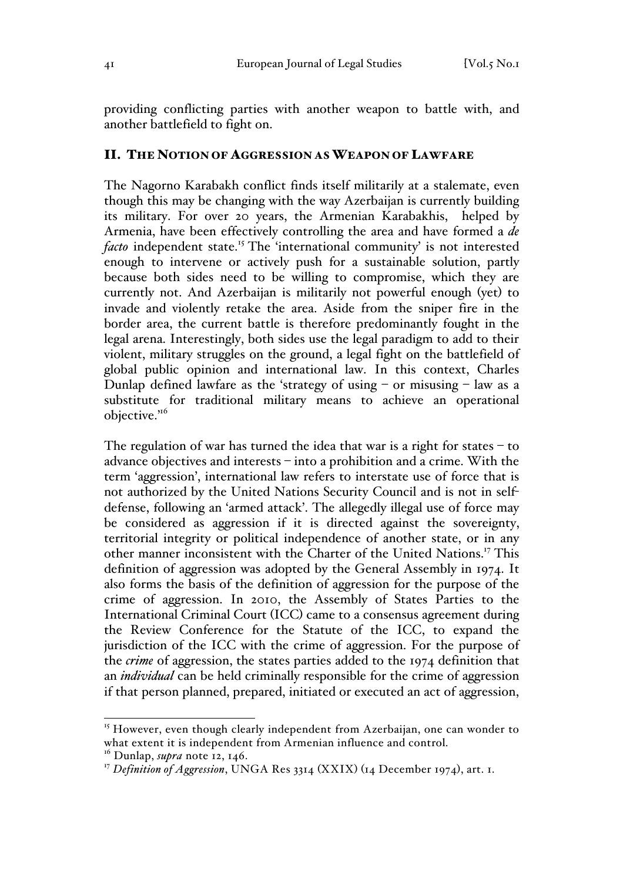providing conflicting parties with another weapon to battle with, and another battlefield to fight on.

## II. THE NOTION OF AGGRESSION AS WEAPON OF LAWFARE

The Nagorno Karabakh conflict finds itself militarily at a stalemate, even though this may be changing with the way Azerbaijan is currently building its military. For over 20 years, the Armenian Karabakhis, helped by Armenia, have been effectively controlling the area and have formed a *de facto* independent state.[15] The 'international community' is not interested enough to intervene or actively push for a sustainable solution, partly because both sides need to be willing to compromise, which they are currently not. And Azerbaijan is militarily not powerful enough (yet) to invade and violently retake the area. Aside from the sniper fire in the border area, the current battle is therefore predominantly fought in the legal arena. Interestingly, both sides use the legal paradigm to add to their violent, military struggles on the ground, a legal fight on the battlefield of global public opinion and international law. In this context, Charles Dunlap defined lawfare as the 'strategy of using – or misusing – law as a substitute for traditional military means to achieve an operational objective.'[16]

The regulation of war has turned the idea that war is a right for states – to advance objectives and interests – into a prohibition and a crime. With the term 'aggression', international law refers to interstate use of force that is not authorized by the United Nations Security Council and is not in self-defense, following an 'armed attack'. The allegedly illegal use of force may be considered as aggression if it is directed against the sovereignty, territorial integrity or political independence of another state, or in any other manner inconsistent with the Charter of the United Nations.[17] This definition of aggression was adopted by the General Assembly in 1974. It also forms the basis of the definition of aggression for the purpose of the crime of aggression. In 2010, the Assembly of States Parties to the International Criminal Court (ICC) came to a consensus agreement during the Review Conference for the Statute of the ICC, to expand the jurisdiction of the ICC with the crime of aggression. For the purpose of the *crime* of aggression, the states parties added to the 1974 definition that an *individual* can be held criminally responsible for the crime of aggression if that person planned, prepared, initiated or executed an act of aggression,

---

[15] However, even though clearly independent from Azerbaijan, one can wonder to what extent it is independent from Armenian influence and control.

[16] Dunlap, *supra* note 12, 146.

[17] *Definition of Aggression*, UNGA Res 3314 (XXIX) (14 December 1974), art. 1.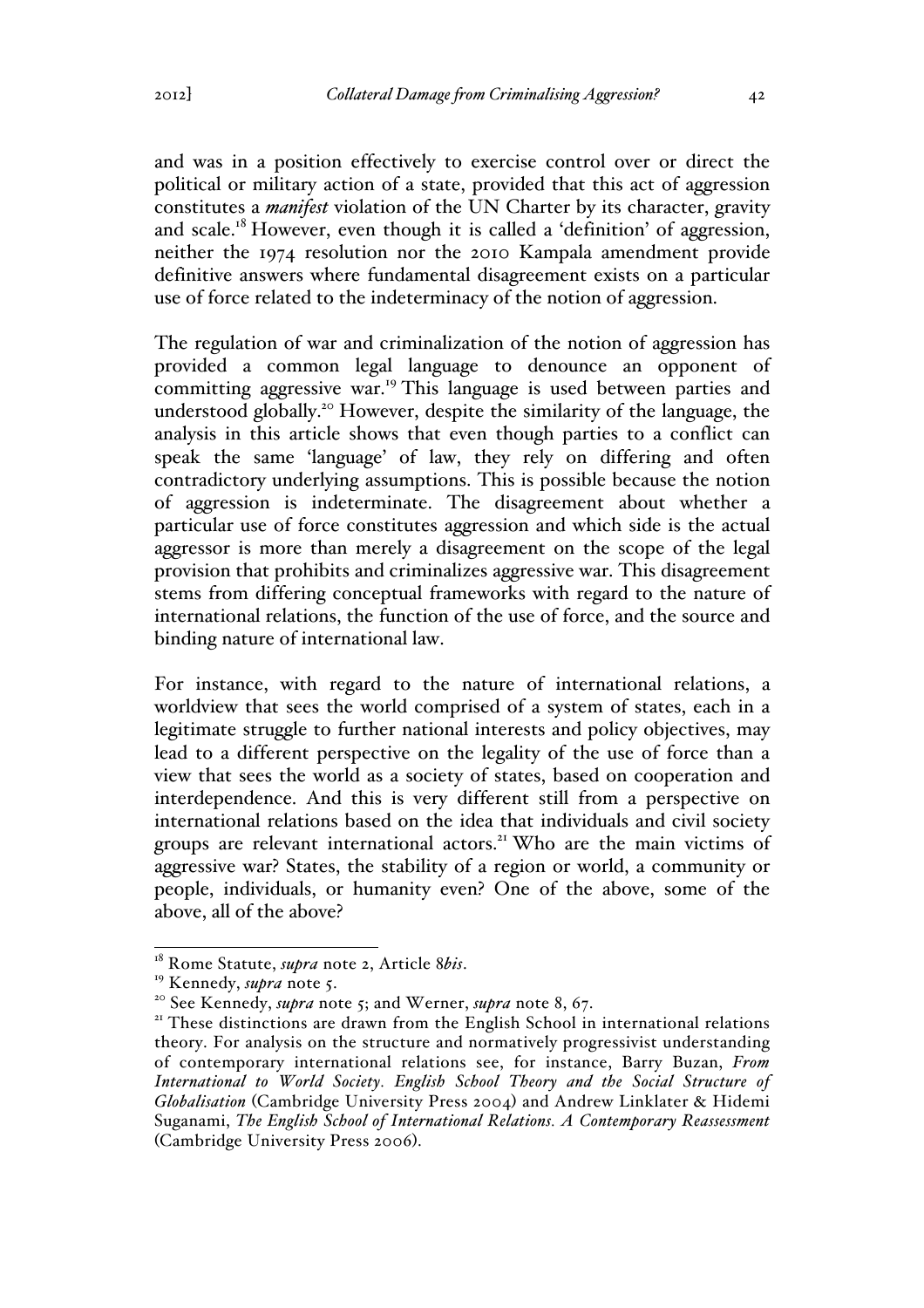and was in a position effectively to exercise control over or direct the political or military action of a state, provided that this act of aggression constitutes a ***manifest*** violation of the UN Charter by its character, gravity and scale.[18] However, even though it is called a 'definition' of aggression, neither the 1974 resolution nor the 2010 Kampala amendment provide definitive answers where fundamental disagreement exists on a particular use of force related to the indeterminacy of the notion of aggression.

The regulation of war and criminalization of the notion of aggression has provided a common legal language to denounce an opponent of committing aggressive war.[19] This language is used between parties and understood globally.[20] However, despite the similarity of the language, the analysis in this article shows that even though parties to a conflict can speak the same 'language' of law, they rely on differing and often contradictory underlying assumptions. This is possible because the notion of aggression is indeterminate. The disagreement about whether a particular use of force constitutes aggression and which side is the actual aggressor is more than merely a disagreement on the scope of the legal provision that prohibits and criminalizes aggressive war. This disagreement stems from differing conceptual frameworks with regard to the nature of international relations, the function of the use of force, and the source and binding nature of international law.

For instance, with regard to the nature of international relations, a worldview that sees the world comprised of a system of states, each in a legitimate struggle to further national interests and policy objectives, may lead to a different perspective on the legality of the use of force than a view that sees the world as a society of states, based on cooperation and interdependence. And this is very different still from a perspective on international relations based on the idea that individuals and civil society groups are relevant international actors.[21] Who are the main victims of aggressive war? States, the stability of a region or world, a community or people, individuals, or humanity even? One of the above, some of the above, all of the above?

---

[18] Rome Statute, *supra* note 2, Article 8*bis*.

[19] Kennedy, *supra* note 5.

[20] See Kennedy, *supra* note 5; and Werner, *supra* note 8, 67.

[21] These distinctions are drawn from the English School in international relations theory. For analysis on the structure and normatively progressivist understanding of contemporary international relations see, for instance, Barry Buzan, *From International to World Society. English School Theory and the Social Structure of Globalisation* (Cambridge University Press 2004) and Andrew Linklater & Hidemi Suganami, *The English School of International Relations. A Contemporary Reassessment* (Cambridge University Press 2006).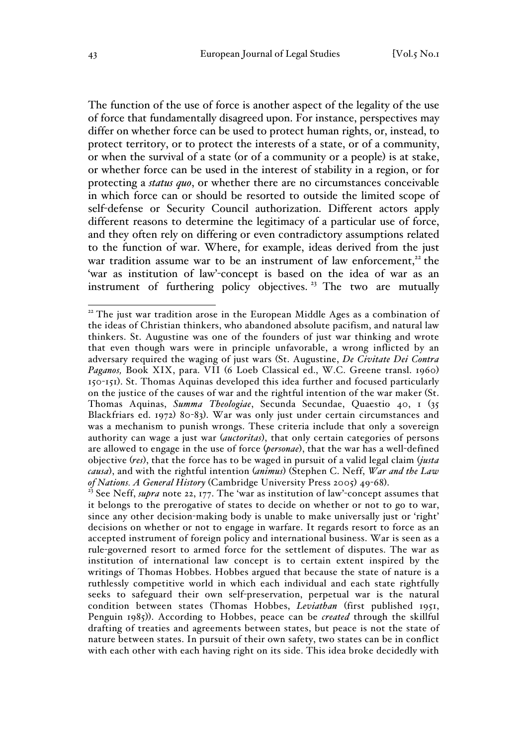The function of the use of force is another aspect of the legality of the use of force that fundamentally disagreed upon. For instance, perspectives may differ on whether force can be used to protect human rights, or, instead, to protect territory, or to protect the interests of a state, or of a community, or when the survival of a state (or of a community or a people) is at stake, or whether force can be used in the interest of stability in a region, or for protecting a *status quo*, or whether there are no circumstances conceivable in which force can or should be resorted to outside the limited scope of self-defense or Security Council authorization. Different actors apply different reasons to determine the legitimacy of a particular use of force, and they often rely on differing or even contradictory assumptions related to the function of war. Where, for example, ideas derived from the just war tradition assume war to be an instrument of law enforcement,[22] the 'war as institution of law'-concept is based on the idea of war as an instrument of furthering policy objectives.[23] The two are mutually

---

[22] The just war tradition arose in the European Middle Ages as a combination of the ideas of Christian thinkers, who abandoned absolute pacifism, and natural law thinkers. St. Augustine was one of the founders of just war thinking and wrote that even though wars were in principle unfavorable, a wrong inflicted by an adversary required the waging of just wars (St. Augustine, *De Civitate Dei Contra Paganos,* Book XIX, para. VII (6 Loeb Classical ed., W.C. Greene transl. 1960) 150-151). St. Thomas Aquinas developed this idea further and focused particularly on the justice of the causes of war and the rightful intention of the war maker (St. Thomas Aquinas, *Summa Theologiae*, Secunda Secundae, Quaestio 40, 1 (35 Blackfriars ed. 1972) 80-83). War was only just under certain circumstances and was a mechanism to punish wrongs. These criteria include that only a sovereign authority can wage a just war (*auctoritas*), that only certain categories of persons are allowed to engage in the use of force (*personae*), that the war has a well-defined objective (*res*), that the force has to be waged in pursuit of a valid legal claim (*justa causa*), and with the rightful intention (*animus*) (Stephen C. Neff, *War and the Law of Nations. A General History* (Cambridge University Press 2005) 49-68).

[23] See Neff, *supra* note 22, 177. The 'war as institution of law'-concept assumes that it belongs to the prerogative of states to decide on whether or not to go to war, since any other decision-making body is unable to make universally just or 'right' decisions on whether or not to engage in warfare. It regards resort to force as an accepted instrument of foreign policy and international business. War is seen as a rule-governed resort to armed force for the settlement of disputes. The war as institution of international law concept is to certain extent inspired by the writings of Thomas Hobbes. Hobbes argued that because the state of nature is a ruthlessly competitive world in which each individual and each state rightfully seeks to safeguard their own self-preservation, perpetual war is the natural condition between states (Thomas Hobbes, *Leviathan* (first published 1951, Penguin 1985)). According to Hobbes, peace can be *created* through the skillful drafting of treaties and agreements between states, but peace is not the state of nature between states. In pursuit of their own safety, two states can be in conflict with each other with each having right on its side. This idea broke decidedly with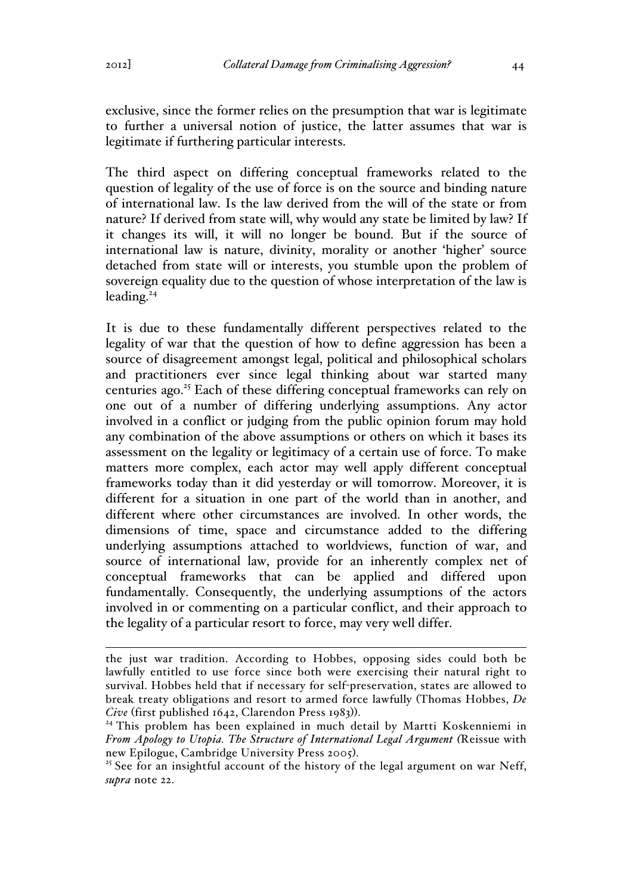exclusive, since the former relies on the presumption that war is legitimate to further a universal notion of justice, the latter assumes that war is legitimate if furthering particular interests.

The third aspect on differing conceptual frameworks related to the question of legality of the use of force is on the source and binding nature of international law. Is the law derived from the will of the state or from nature? If derived from state will, why would any state be limited by law? If it changes its will, it will no longer be bound. But if the source of international law is nature, divinity, morality or another 'higher' source detached from state will or interests, you stumble upon the problem of sovereign equality due to the question of whose interpretation of the law is leading.[24]

It is due to these fundamentally different perspectives related to the legality of war that the question of how to define aggression has been a source of disagreement amongst legal, political and philosophical scholars and practitioners ever since legal thinking about war started many centuries ago.[25] Each of these differing conceptual frameworks can rely on one out of a number of differing underlying assumptions. Any actor involved in a conflict or judging from the public opinion forum may hold any combination of the above assumptions or others on which it bases its assessment on the legality or legitimacy of a certain use of force. To make matters more complex, each actor may well apply different conceptual frameworks today than it did yesterday or will tomorrow. Moreover, it is different for a situation in one part of the world than in another, and different where other circumstances are involved. In other words, the dimensions of time, space and circumstance added to the differing underlying assumptions attached to worldviews, function of war, and source of international law, provide for an inherently complex net of conceptual frameworks that can be applied and differed upon fundamentally. Consequently, the underlying assumptions of the actors involved in or commenting on a particular conflict, and their approach to the legality of a particular resort to force, may very well differ.

---

the just war tradition. According to Hobbes, opposing sides could both be lawfully entitled to use force since both were exercising their natural right to survival. Hobbes held that if necessary for self-preservation, states are allowed to break treaty obligations and resort to armed force lawfully (Thomas Hobbes, *De Cive* (first published 1642, Clarendon Press 1983)).

[24] This problem has been explained in much detail by Martti Koskenniemi in *From Apology to Utopia. The Structure of International Legal Argument* (Reissue with new Epilogue, Cambridge University Press 2005).

[25] See for an insightful account of the history of the legal argument on war Neff, *supra* note 22.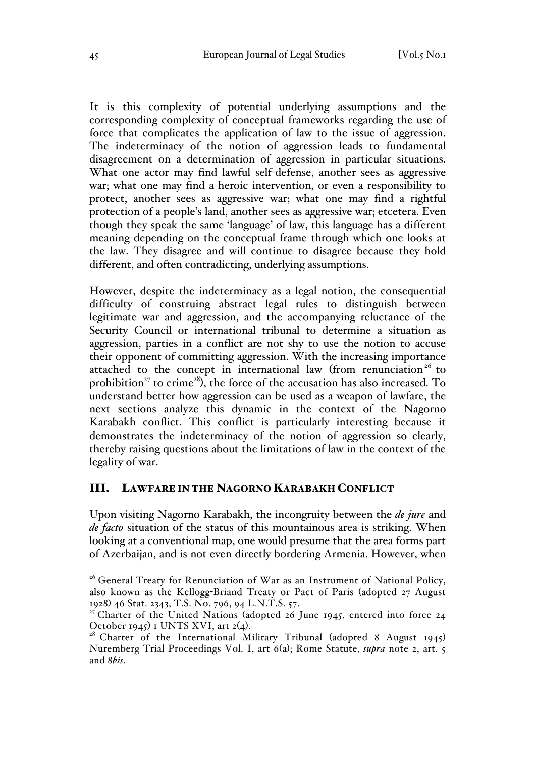It is this complexity of potential underlying assumptions and the corresponding complexity of conceptual frameworks regarding the use of force that complicates the application of law to the issue of aggression. The indeterminacy of the notion of aggression leads to fundamental disagreement on a determination of aggression in particular situations. What one actor may find lawful self-defense, another sees as aggressive war; what one may find a heroic intervention, or even a responsibility to protect, another sees as aggressive war; what one may find a rightful protection of a people's land, another sees as aggressive war; etcetera. Even though they speak the same 'language' of law, this language has a different meaning depending on the conceptual frame through which one looks at the law. They disagree and will continue to disagree because they hold different, and often contradicting, underlying assumptions.

However, despite the indeterminacy as a legal notion, the consequential difficulty of construing abstract legal rules to distinguish between legitimate war and aggression, and the accompanying reluctance of the Security Council or international tribunal to determine a situation as aggression, parties in a conflict are not shy to use the notion to accuse their opponent of committing aggression. With the increasing importance attached to the concept in international law (from renunciation[26] to prohibition[27] to crime[28]), the force of the accusation has also increased. To understand better how aggression can be used as a weapon of lawfare, the next sections analyze this dynamic in the context of the Nagorno Karabakh conflict. This conflict is particularly interesting because it demonstrates the indeterminacy of the notion of aggression so clearly, thereby raising questions about the limitations of law in the context of the legality of war.

## III. Lawfare in the Nagorno Karabakh Conflict

Upon visiting Nagorno Karabakh, the incongruity between the *de jure* and *de facto* situation of the status of this mountainous area is striking. When looking at a conventional map, one would presume that the area forms part of Azerbaijan, and is not even directly bordering Armenia. However, when

---

[26] General Treaty for Renunciation of War as an Instrument of National Policy, also known as the Kellogg-Briand Treaty or Pact of Paris (adopted 27 August 1928) 46 Stat. 2343, T.S. No. 796, 94 L.N.T.S. 57.

[27] Charter of the United Nations (adopted 26 June 1945, entered into force 24 October 1945) 1 UNTS XVI, art 2(4).

[28] Charter of the International Military Tribunal (adopted 8 August 1945) Nuremberg Trial Proceedings Vol. I, art 6(a); Rome Statute, *supra* note 2, art. 5 and 8*bis*.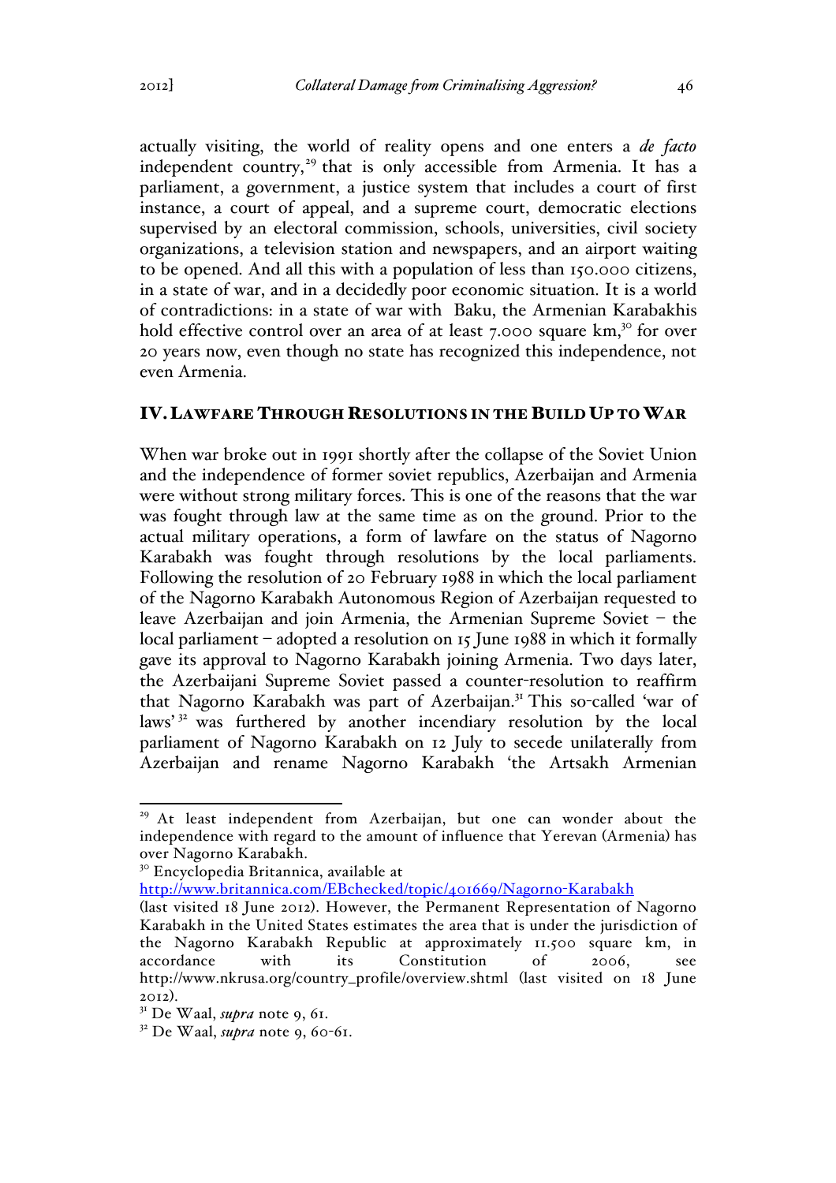actually visiting, the world of reality opens and one enters a *de facto* independent country,[29] that is only accessible from Armenia. It has a parliament, a government, a justice system that includes a court of first instance, a court of appeal, and a supreme court, democratic elections supervised by an electoral commission, schools, universities, civil society organizations, a television station and newspapers, and an airport waiting to be opened. And all this with a population of less than 150.000 citizens, in a state of war, and in a decidedly poor economic situation. It is a world of contradictions: in a state of war with Baku, the Armenian Karabakhis hold effective control over an area of at least 7.000 square km,[30] for over 20 years now, even though no state has recognized this independence, not even Armenia.

## IV. LAWFARE THROUGH RESOLUTIONS IN THE BUILD UP TO WAR

When war broke out in 1991 shortly after the collapse of the Soviet Union and the independence of former soviet republics, Azerbaijan and Armenia were without strong military forces. This is one of the reasons that the war was fought through law at the same time as on the ground. Prior to the actual military operations, a form of lawfare on the status of Nagorno Karabakh was fought through resolutions by the local parliaments. Following the resolution of 20 February 1988 in which the local parliament of the Nagorno Karabakh Autonomous Region of Azerbaijan requested to leave Azerbaijan and join Armenia, the Armenian Supreme Soviet – the local parliament – adopted a resolution on 15 June 1988 in which it formally gave its approval to Nagorno Karabakh joining Armenia. Two days later, the Azerbaijani Supreme Soviet passed a counter-resolution to reaffirm that Nagorno Karabakh was part of Azerbaijan.[31] This so-called 'war of laws'[32] was furthered by another incendiary resolution by the local parliament of Nagorno Karabakh on 12 July to secede unilaterally from Azerbaijan and rename Nagorno Karabakh 'the Artsakh Armenian

---

[29] At least independent from Azerbaijan, but one can wonder about the independence with regard to the amount of influence that Yerevan (Armenia) has over Nagorno Karabakh.

[30] Encyclopedia Britannica, available at http://www.britannica.com/EBchecked/topic/401669/Nagorno-Karabakh (last visited 18 June 2012). However, the Permanent Representation of Nagorno Karabakh in the United States estimates the area that is under the jurisdiction of the Nagorno Karabakh Republic at approximately 11.500 square km, in accordance with its Constitution of 2006, see http://www.nkrusa.org/country_profile/overview.shtml (last visited on 18 June 2012).

[31] De Waal, *supra* note 9, 61.

[32] De Waal, *supra* note 9, 60-61.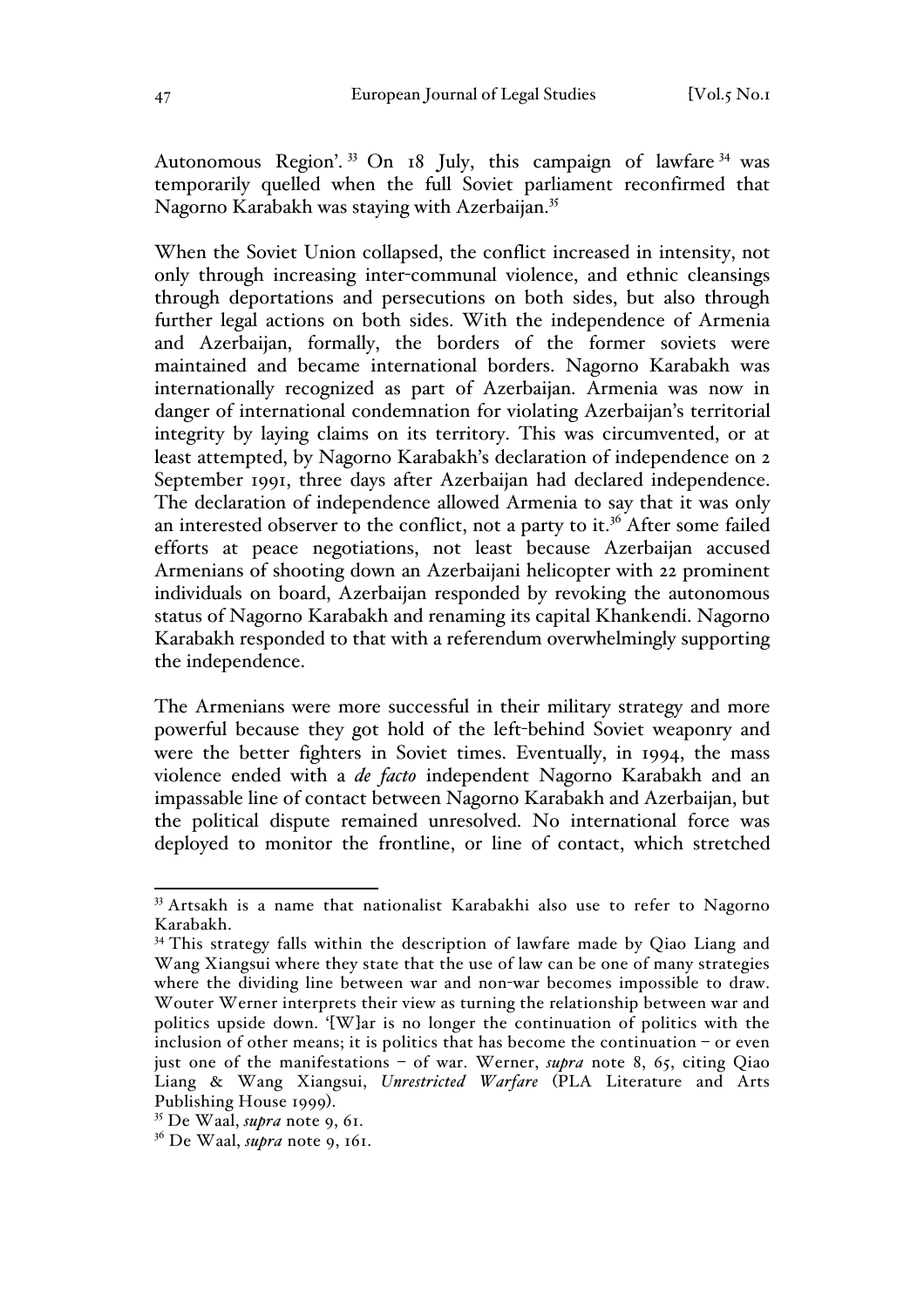Autonomous Region'.[33] On 18 July, this campaign of lawfare[34] was temporarily quelled when the full Soviet parliament reconfirmed that Nagorno Karabakh was staying with Azerbaijan.[35]

When the Soviet Union collapsed, the conflict increased in intensity, not only through increasing inter-communal violence, and ethnic cleansings through deportations and persecutions on both sides, but also through further legal actions on both sides. With the independence of Armenia and Azerbaijan, formally, the borders of the former soviets were maintained and became international borders. Nagorno Karabakh was internationally recognized as part of Azerbaijan. Armenia was now in danger of international condemnation for violating Azerbaijan's territorial integrity by laying claims on its territory. This was circumvented, or at least attempted, by Nagorno Karabakh's declaration of independence on 2 September 1991, three days after Azerbaijan had declared independence. The declaration of independence allowed Armenia to say that it was only an interested observer to the conflict, not a party to it.[36] After some failed efforts at peace negotiations, not least because Azerbaijan accused Armenians of shooting down an Azerbaijani helicopter with 22 prominent individuals on board, Azerbaijan responded by revoking the autonomous status of Nagorno Karabakh and renaming its capital Khankendi. Nagorno Karabakh responded to that with a referendum overwhelmingly supporting the independence.

The Armenians were more successful in their military strategy and more powerful because they got hold of the left-behind Soviet weaponry and were the better fighters in Soviet times. Eventually, in 1994, the mass violence ended with a *de facto* independent Nagorno Karabakh and an impassable line of contact between Nagorno Karabakh and Azerbaijan, but the political dispute remained unresolved. No international force was deployed to monitor the frontline, or line of contact, which stretched

---

[33] Artsakh is a name that nationalist Karabakhi also use to refer to Nagorno Karabakh.

[34] This strategy falls within the description of lawfare made by Qiao Liang and Wang Xiangsui where they state that the use of law can be one of many strategies where the dividing line between war and non-war becomes impossible to draw. Wouter Werner interprets their view as turning the relationship between war and politics upside down. '[W]ar is no longer the continuation of politics with the inclusion of other means; it is politics that has become the continuation – or even just one of the manifestations – of war. Werner, *supra* note 8, 65, citing Qiao Liang & Wang Xiangsui, *Unrestricted Warfare* (PLA Literature and Arts Publishing House 1999).

[35] De Waal, *supra* note 9, 61.

[36] De Waal, *supra* note 9, 161.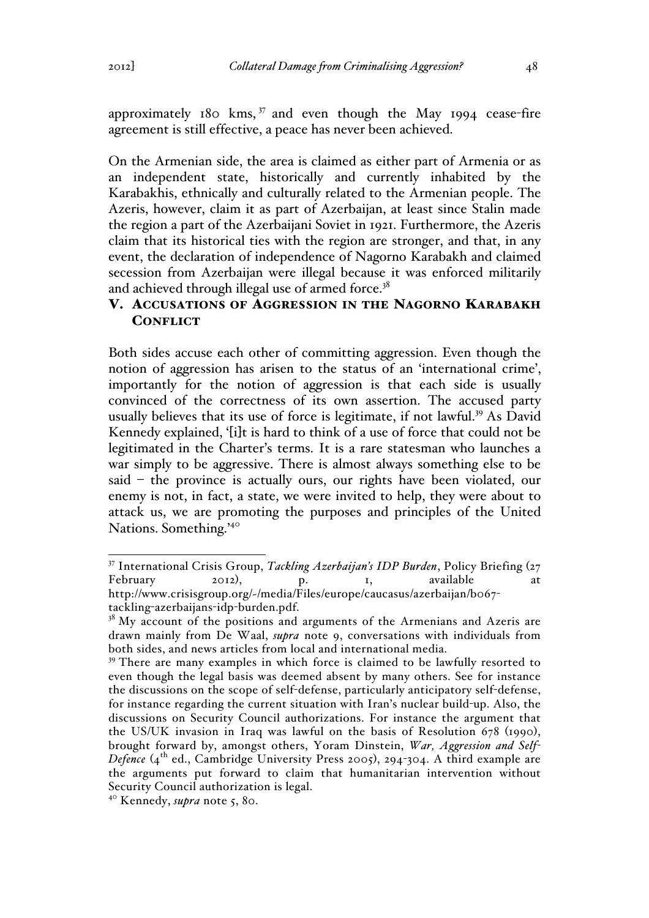approximately 180 kms,[37] and even though the May 1994 cease-fire agreement is still effective, a peace has never been achieved.

On the Armenian side, the area is claimed as either part of Armenia or as an independent state, historically and currently inhabited by the Karabakhis, ethnically and culturally related to the Armenian people. The Azeris, however, claim it as part of Azerbaijan, at least since Stalin made the region a part of the Azerbaijani Soviet in 1921. Furthermore, the Azeris claim that its historical ties with the region are stronger, and that, in any event, the declaration of independence of Nagorno Karabakh and claimed secession from Azerbaijan were illegal because it was enforced militarily and achieved through illegal use of armed force.[38]

## V. Accusations of Aggression in the Nagorno Karabakh Conflict

Both sides accuse each other of committing aggression. Even though the notion of aggression has arisen to the status of an 'international crime', importantly for the notion of aggression is that each side is usually convinced of the correctness of its own assertion. The accused party usually believes that its use of force is legitimate, if not lawful.[39] As David Kennedy explained, '[i]t is hard to think of a use of force that could not be legitimated in the Charter's terms. It is a rare statesman who launches a war simply to be aggressive. There is almost always something else to be said – the province is actually ours, our rights have been violated, our enemy is not, in fact, a state, we were invited to help, they were about to attack us, we are promoting the purposes and principles of the United Nations. Something.'[40]

---

[37] International Crisis Group, *Tackling Azerbaijan's IDP Burden*, Policy Briefing (27 February 2012), p. 1, available at http://www.crisisgroup.org/-/media/Files/europe/caucasus/azerbaijan/b067-tackling-azerbaijans-idp-burden.pdf.

[38] My account of the positions and arguments of the Armenians and Azeris are drawn mainly from De Waal, *supra* note 9, conversations with individuals from both sides, and news articles from local and international media.

[39] There are many examples in which force is claimed to be lawfully resorted to even though the legal basis was deemed absent by many others. See for instance the discussions on the scope of self-defense, particularly anticipatory self-defense, for instance regarding the current situation with Iran's nuclear build-up. Also, the discussions on Security Council authorizations. For instance the argument that the US/UK invasion in Iraq was lawful on the basis of Resolution 678 (1990), brought forward by, amongst others, Yoram Dinstein, *War, Aggression and Self-Defence* (4th ed., Cambridge University Press 2005), 294-304. A third example are the arguments put forward to claim that humanitarian intervention without Security Council authorization is legal.

[40] Kennedy, *supra* note 5, 80.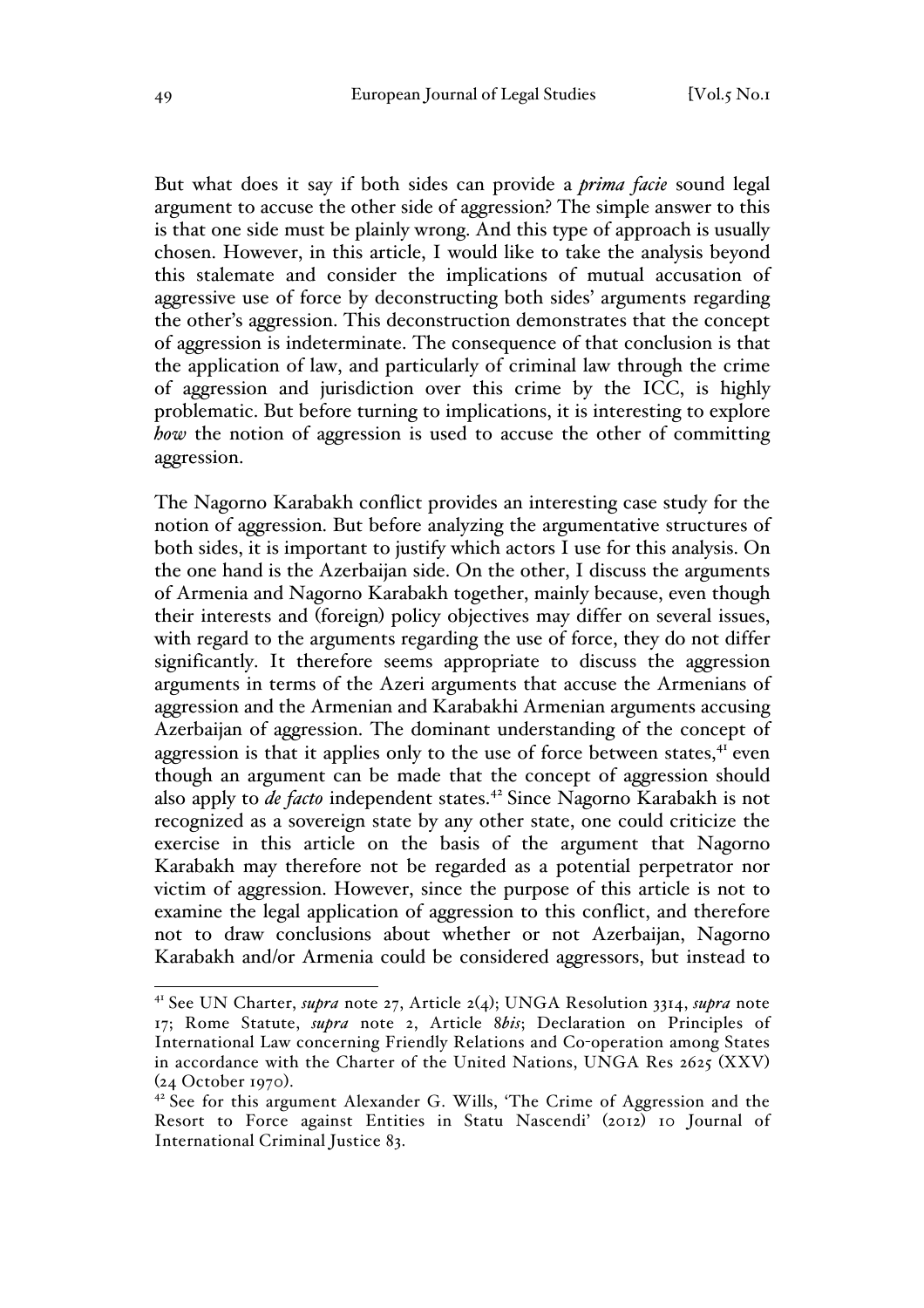But what does it say if both sides can provide a *prima facie* sound legal argument to accuse the other side of aggression? The simple answer to this is that one side must be plainly wrong. And this type of approach is usually chosen. However, in this article, I would like to take the analysis beyond this stalemate and consider the implications of mutual accusation of aggressive use of force by deconstructing both sides' arguments regarding the other's aggression. This deconstruction demonstrates that the concept of aggression is indeterminate. The consequence of that conclusion is that the application of law, and particularly of criminal law through the crime of aggression and jurisdiction over this crime by the ICC, is highly problematic. But before turning to implications, it is interesting to explore *how* the notion of aggression is used to accuse the other of committing aggression.

The Nagorno Karabakh conflict provides an interesting case study for the notion of aggression. But before analyzing the argumentative structures of both sides, it is important to justify which actors I use for this analysis. On the one hand is the Azerbaijan side. On the other, I discuss the arguments of Armenia and Nagorno Karabakh together, mainly because, even though their interests and (foreign) policy objectives may differ on several issues, with regard to the arguments regarding the use of force, they do not differ significantly. It therefore seems appropriate to discuss the aggression arguments in terms of the Azeri arguments that accuse the Armenians of aggression and the Armenian and Karabakhi Armenian arguments accusing Azerbaijan of aggression. The dominant understanding of the concept of aggression is that it applies only to the use of force between states,[41] even though an argument can be made that the concept of aggression should also apply to *de facto* independent states.[42] Since Nagorno Karabakh is not recognized as a sovereign state by any other state, one could criticize the exercise in this article on the basis of the argument that Nagorno Karabakh may therefore not be regarded as a potential perpetrator nor victim of aggression. However, since the purpose of this article is not to examine the legal application of aggression to this conflict, and therefore not to draw conclusions about whether or not Azerbaijan, Nagorno Karabakh and/or Armenia could be considered aggressors, but instead to

---

[41] See UN Charter, *supra* note 27, Article 2(4); UNGA Resolution 3314, *supra* note 17; Rome Statute, *supra* note 2, Article 8*bis*; Declaration on Principles of International Law concerning Friendly Relations and Co-operation among States in accordance with the Charter of the United Nations, UNGA Res 2625 (XXV) (24 October 1970).

[42] See for this argument Alexander G. Wills, 'The Crime of Aggression and the Resort to Force against Entities in Statu Nascendi' (2012) 10 Journal of International Criminal Justice 83.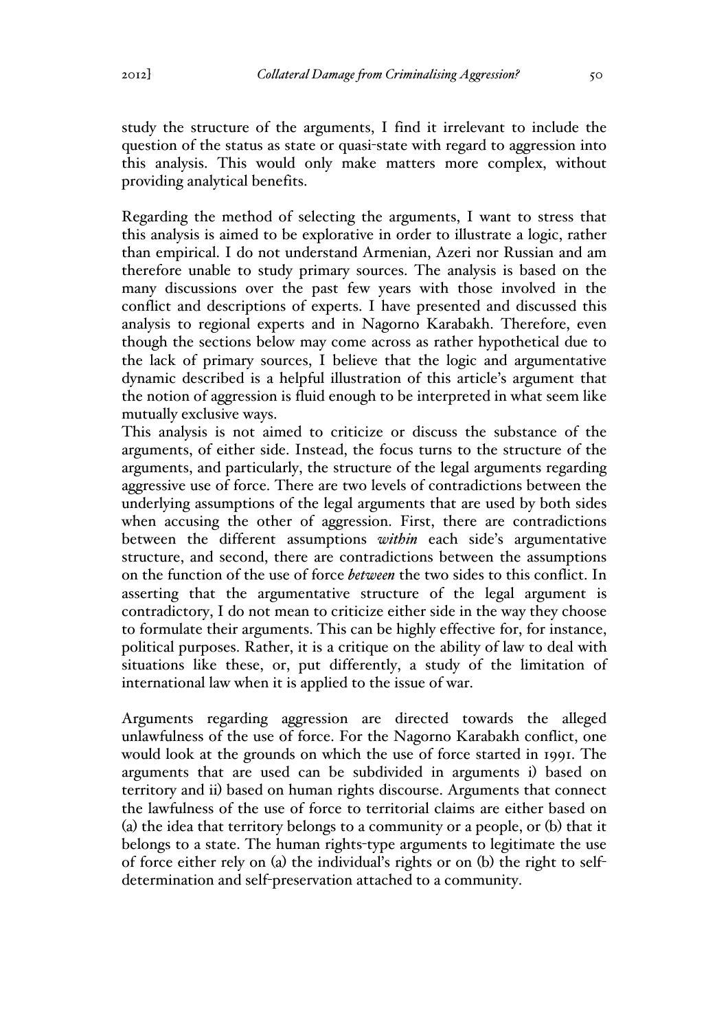study the structure of the arguments, I find it irrelevant to include the question of the status as state or quasi-state with regard to aggression into this analysis. This would only make matters more complex, without providing analytical benefits.

Regarding the method of selecting the arguments, I want to stress that this analysis is aimed to be explorative in order to illustrate a logic, rather than empirical. I do not understand Armenian, Azeri nor Russian and am therefore unable to study primary sources. The analysis is based on the many discussions over the past few years with those involved in the conflict and descriptions of experts. I have presented and discussed this analysis to regional experts and in Nagorno Karabakh. Therefore, even though the sections below may come across as rather hypothetical due to the lack of primary sources, I believe that the logic and argumentative dynamic described is a helpful illustration of this article's argument that the notion of aggression is fluid enough to be interpreted in what seem like mutually exclusive ways.

This analysis is not aimed to criticize or discuss the substance of the arguments, of either side. Instead, the focus turns to the structure of the arguments, and particularly, the structure of the legal arguments regarding aggressive use of force. There are two levels of contradictions between the underlying assumptions of the legal arguments that are used by both sides when accusing the other of aggression. First, there are contradictions between the different assumptions *within* each side's argumentative structure, and second, there are contradictions between the assumptions on the function of the use of force *between* the two sides to this conflict. In asserting that the argumentative structure of the legal argument is contradictory, I do not mean to criticize either side in the way they choose to formulate their arguments. This can be highly effective for, for instance, political purposes. Rather, it is a critique on the ability of law to deal with situations like these, or, put differently, a study of the limitation of international law when it is applied to the issue of war.

Arguments regarding aggression are directed towards the alleged unlawfulness of the use of force. For the Nagorno Karabakh conflict, one would look at the grounds on which the use of force started in 1991. The arguments that are used can be subdivided in arguments i) based on territory and ii) based on human rights discourse. Arguments that connect the lawfulness of the use of force to territorial claims are either based on (a) the idea that territory belongs to a community or a people, or (b) that it belongs to a state. The human rights-type arguments to legitimate the use of force either rely on (a) the individual's rights or on (b) the right to self-determination and self-preservation attached to a community.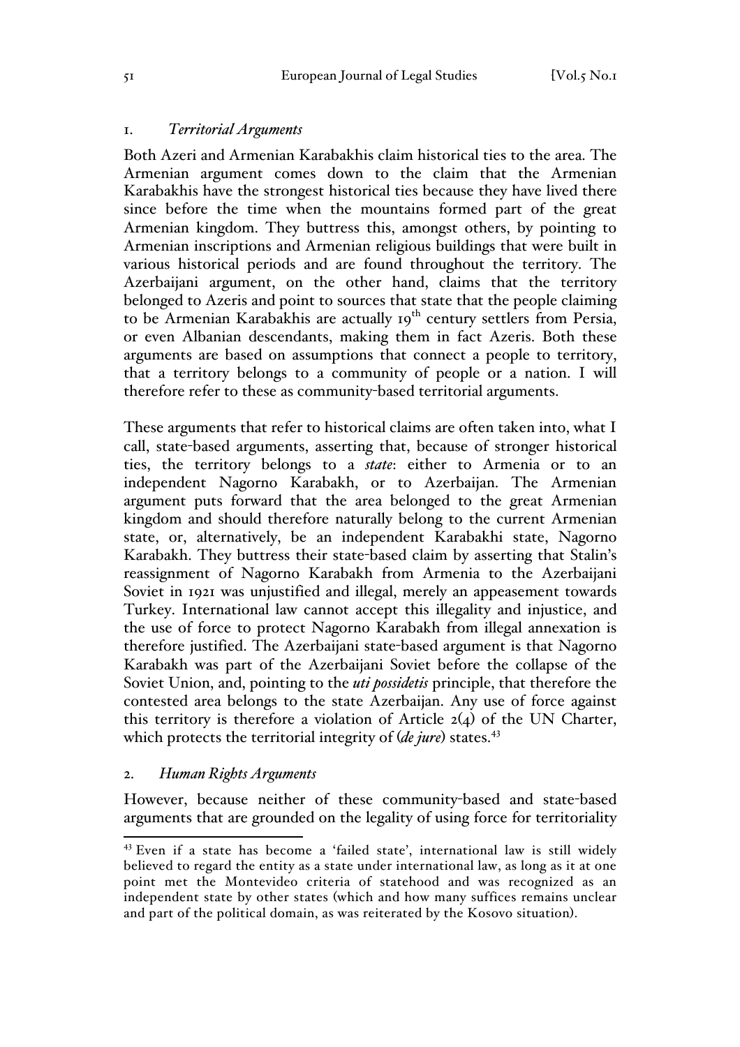### 1. *Territorial Arguments*

Both Azeri and Armenian Karabakhis claim historical ties to the area. The Armenian argument comes down to the claim that the Armenian Karabakhis have the strongest historical ties because they have lived there since before the time when the mountains formed part of the great Armenian kingdom. They buttress this, amongst others, by pointing to Armenian inscriptions and Armenian religious buildings that were built in various historical periods and are found throughout the territory. The Azerbaijani argument, on the other hand, claims that the territory belonged to Azeris and point to sources that state that the people claiming to be Armenian Karabakhis are actually 19th century settlers from Persia, or even Albanian descendants, making them in fact Azeris. Both these arguments are based on assumptions that connect a people to territory, that a territory belongs to a community of people or a nation. I will therefore refer to these as community-based territorial arguments.

These arguments that refer to historical claims are often taken into, what I call, state-based arguments, asserting that, because of stronger historical ties, the territory belongs to a *state*: either to Armenia or to an independent Nagorno Karabakh, or to Azerbaijan. The Armenian argument puts forward that the area belonged to the great Armenian kingdom and should therefore naturally belong to the current Armenian state, or, alternatively, be an independent Karabakhi state, Nagorno Karabakh. They buttress their state-based claim by asserting that Stalin's reassignment of Nagorno Karabakh from Armenia to the Azerbaijani Soviet in 1921 was unjustified and illegal, merely an appeasement towards Turkey. International law cannot accept this illegality and injustice, and the use of force to protect Nagorno Karabakh from illegal annexation is therefore justified. The Azerbaijani state-based argument is that Nagorno Karabakh was part of the Azerbaijani Soviet before the collapse of the Soviet Union, and, pointing to the *uti possidetis* principle, that therefore the contested area belongs to the state Azerbaijan. Any use of force against this territory is therefore a violation of Article 2(4) of the UN Charter, which protects the territorial integrity of (*de jure*) states.[43]

### 2. *Human Rights Arguments*

However, because neither of these community-based and state-based arguments that are grounded on the legality of using force for territoriality

---

[43] Even if a state has become a 'failed state', international law is still widely believed to regard the entity as a state under international law, as long as it at one point met the Montevideo criteria of statehood and was recognized as an independent state by other states (which and how many suffices remains unclear and part of the political domain, as was reiterated by the Kosovo situation).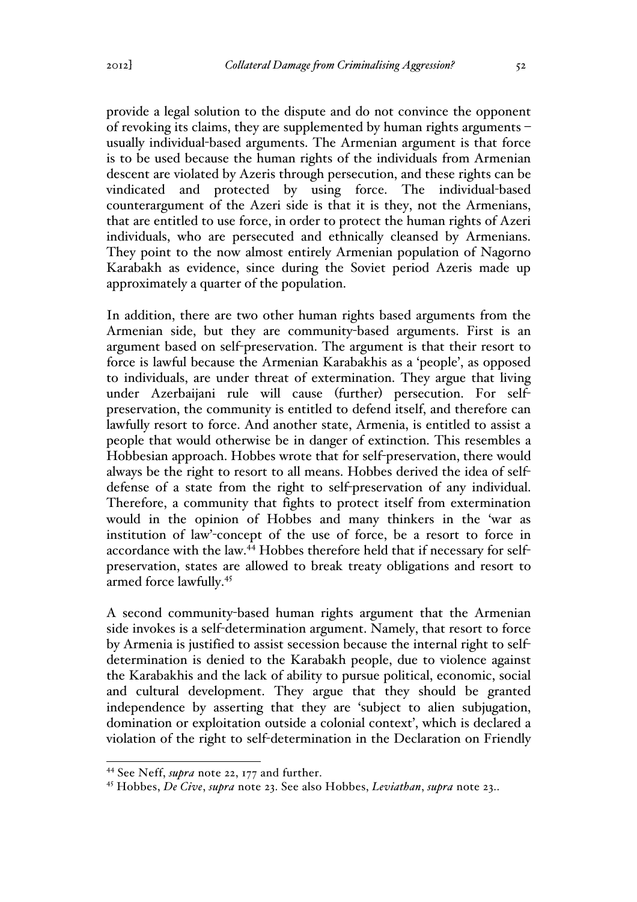provide a legal solution to the dispute and do not convince the opponent of revoking its claims, they are supplemented by human rights arguments – usually individual-based arguments. The Armenian argument is that force is to be used because the human rights of the individuals from Armenian descent are violated by Azeris through persecution, and these rights can be vindicated and protected by using force. The individual-based counterargument of the Azeri side is that it is they, not the Armenians, that are entitled to use force, in order to protect the human rights of Azeri individuals, who are persecuted and ethnically cleansed by Armenians. They point to the now almost entirely Armenian population of Nagorno Karabakh as evidence, since during the Soviet period Azeris made up approximately a quarter of the population.

In addition, there are two other human rights based arguments from the Armenian side, but they are community-based arguments. First is an argument based on self-preservation. The argument is that their resort to force is lawful because the Armenian Karabakhis as a 'people', as opposed to individuals, are under threat of extermination. They argue that living under Azerbaijani rule will cause (further) persecution. For self-preservation, the community is entitled to defend itself, and therefore can lawfully resort to force. And another state, Armenia, is entitled to assist a people that would otherwise be in danger of extinction. This resembles a Hobbesian approach. Hobbes wrote that for self-preservation, there would always be the right to resort to all means. Hobbes derived the idea of self-defense of a state from the right to self-preservation of any individual. Therefore, a community that fights to protect itself from extermination would in the opinion of Hobbes and many thinkers in the 'war as institution of law'-concept of the use of force, be a resort to force in accordance with the law.[44] Hobbes therefore held that if necessary for self-preservation, states are allowed to break treaty obligations and resort to armed force lawfully.[45]

A second community-based human rights argument that the Armenian side invokes is a self-determination argument. Namely, that resort to force by Armenia is justified to assist secession because the internal right to self-determination is denied to the Karabakh people, due to violence against the Karabakhis and the lack of ability to pursue political, economic, social and cultural development. They argue that they should be granted independence by asserting that they are 'subject to alien subjugation, domination or exploitation outside a colonial context', which is declared a violation of the right to self-determination in the Declaration on Friendly

---

[44] See Neff, *supra* note 22, 177 and further.

[45] Hobbes, *De Cive*, *supra* note 23. See also Hobbes, *Leviathan*, *supra* note 23..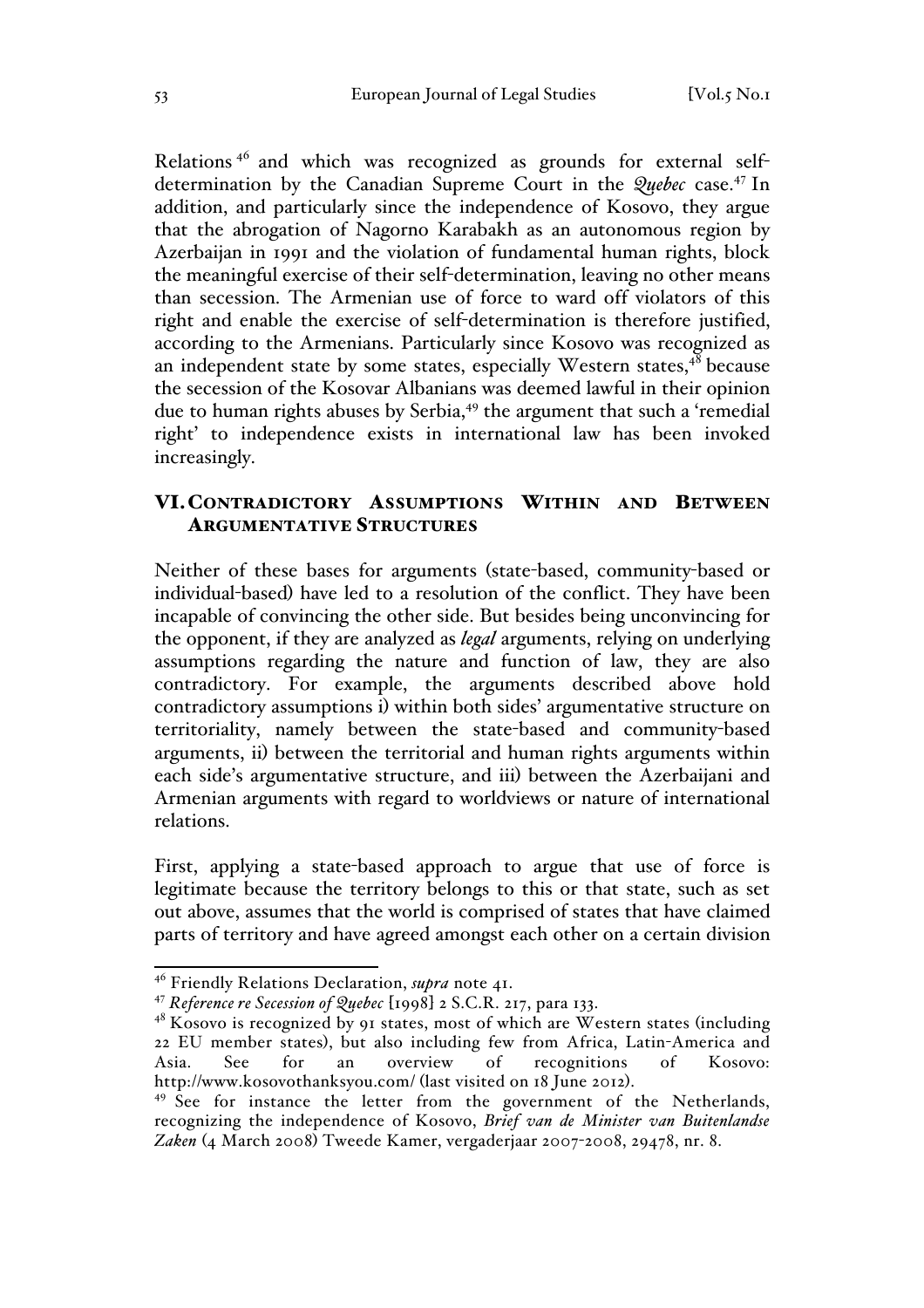Relations[46] and which was recognized as grounds for external self-determination by the Canadian Supreme Court in the *Quebec* case.[47] In addition, and particularly since the independence of Kosovo, they argue that the abrogation of Nagorno Karabakh as an autonomous region by Azerbaijan in 1991 and the violation of fundamental human rights, block the meaningful exercise of their self-determination, leaving no other means than secession. The Armenian use of force to ward off violators of this right and enable the exercise of self-determination is therefore justified, according to the Armenians. Particularly since Kosovo was recognized as an independent state by some states, especially Western states,[48] because the secession of the Kosovar Albanians was deemed lawful in their opinion due to human rights abuses by Serbia,[49] the argument that such a 'remedial right' to independence exists in international law has been invoked increasingly.

## VI. Contradictory Assumptions Within and Between Argumentative Structures

Neither of these bases for arguments (state-based, community-based or individual-based) have led to a resolution of the conflict. They have been incapable of convincing the other side. But besides being unconvincing for the opponent, if they are analyzed as *legal* arguments, relying on underlying assumptions regarding the nature and function of law, they are also contradictory. For example, the arguments described above hold contradictory assumptions i) within both sides' argumentative structure on territoriality, namely between the state-based and community-based arguments, ii) between the territorial and human rights arguments within each side's argumentative structure, and iii) between the Azerbaijani and Armenian arguments with regard to worldviews or nature of international relations.

First, applying a state-based approach to argue that use of force is legitimate because the territory belongs to this or that state, such as set out above, assumes that the world is comprised of states that have claimed parts of territory and have agreed amongst each other on a certain division

---

[46] Friendly Relations Declaration, *supra* note 41.

[47] *Reference re Secession of Quebec* [1998] 2 S.C.R. 217, para 133.

[48] Kosovo is recognized by 91 states, most of which are Western states (including 22 EU member states), but also including few from Africa, Latin-America and Asia. See for an overview of recognitions of Kosovo: http://www.kosovothanksyou.com/ (last visited on 18 June 2012).

[49] See for instance the letter from the government of the Netherlands, recognizing the independence of Kosovo, *Brief van de Minister van Buitenlandse Zaken* (4 March 2008) Tweede Kamer, vergaderjaar 2007-2008, 29478, nr. 8.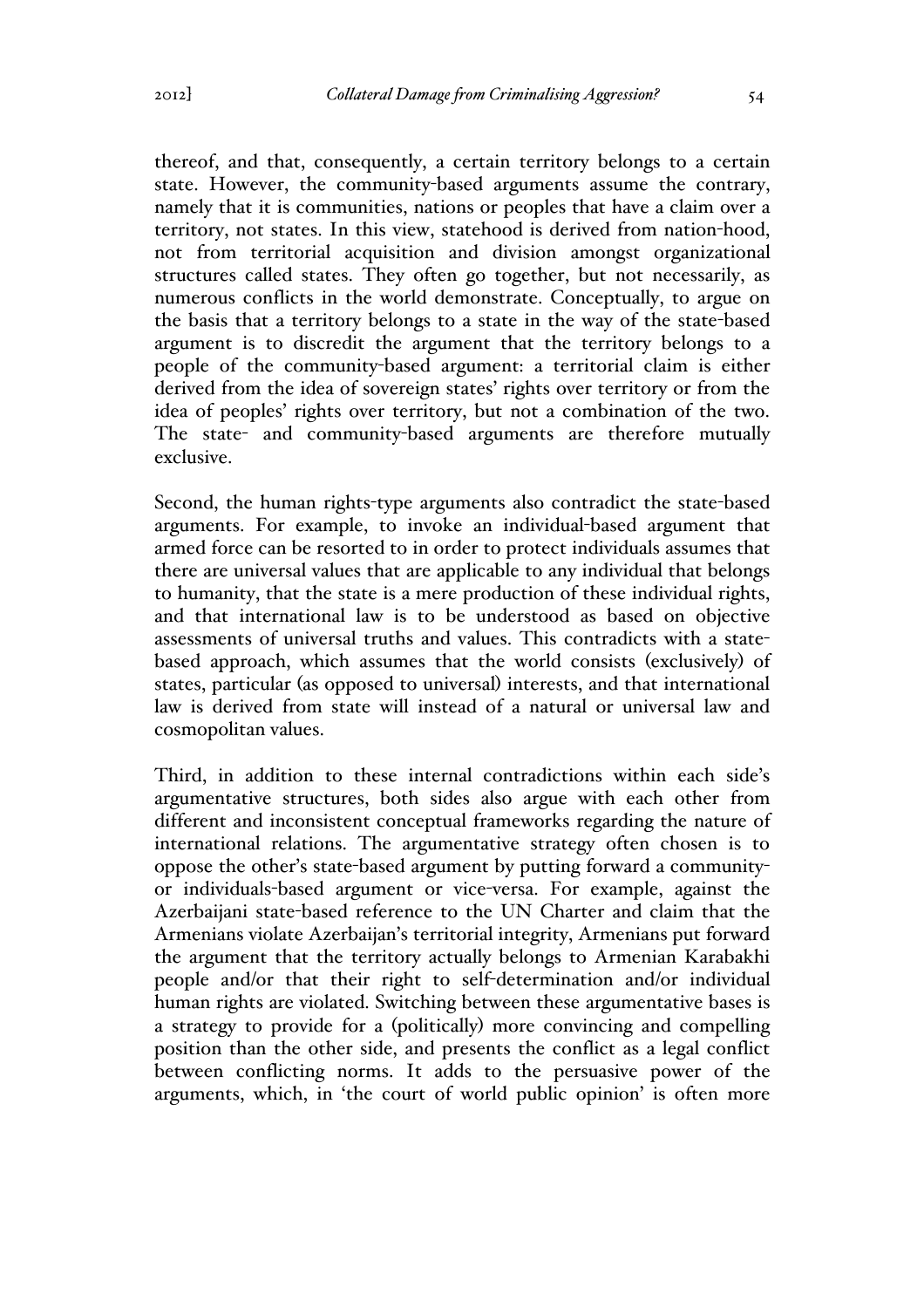thereof, and that, consequently, a certain territory belongs to a certain state. However, the community-based arguments assume the contrary, namely that it is communities, nations or peoples that have a claim over a territory, not states. In this view, statehood is derived from nation-hood, not from territorial acquisition and division amongst organizational structures called states. They often go together, but not necessarily, as numerous conflicts in the world demonstrate. Conceptually, to argue on the basis that a territory belongs to a state in the way of the state-based argument is to discredit the argument that the territory belongs to a people of the community-based argument: a territorial claim is either derived from the idea of sovereign states' rights over territory or from the idea of peoples' rights over territory, but not a combination of the two. The state- and community-based arguments are therefore mutually exclusive.

Second, the human rights-type arguments also contradict the state-based arguments. For example, to invoke an individual-based argument that armed force can be resorted to in order to protect individuals assumes that there are universal values that are applicable to any individual that belongs to humanity, that the state is a mere production of these individual rights, and that international law is to be understood as based on objective assessments of universal truths and values. This contradicts with a state-based approach, which assumes that the world consists (exclusively) of states, particular (as opposed to universal) interests, and that international law is derived from state will instead of a natural or universal law and cosmopolitan values.

Third, in addition to these internal contradictions within each side's argumentative structures, both sides also argue with each other from different and inconsistent conceptual frameworks regarding the nature of international relations. The argumentative strategy often chosen is to oppose the other's state-based argument by putting forward a community- or individuals-based argument or vice-versa. For example, against the Azerbaijani state-based reference to the UN Charter and claim that the Armenians violate Azerbaijan's territorial integrity, Armenians put forward the argument that the territory actually belongs to Armenian Karabakhi people and/or that their right to self-determination and/or individual human rights are violated. Switching between these argumentative bases is a strategy to provide for a (politically) more convincing and compelling position than the other side, and presents the conflict as a legal conflict between conflicting norms. It adds to the persuasive power of the arguments, which, in 'the court of world public opinion' is often more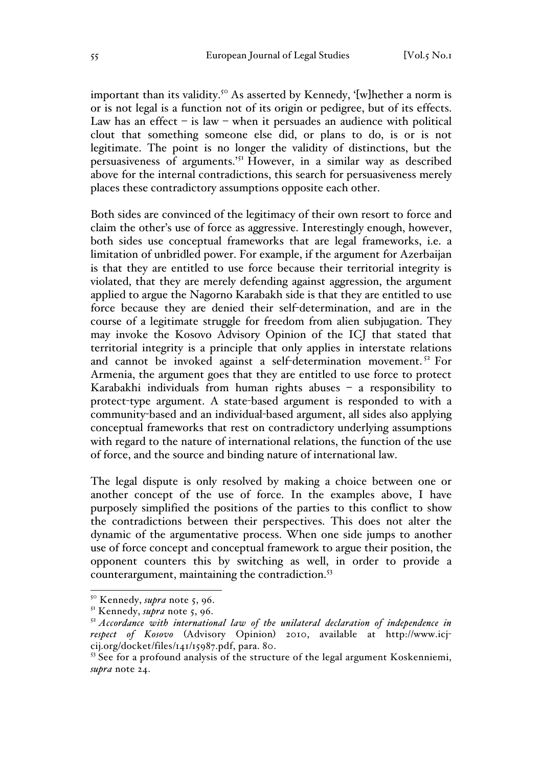important than its validity.[50] As asserted by Kennedy, '[w]hether a norm is or is not legal is a function not of its origin or pedigree, but of its effects. Law has an effect – is law – when it persuades an audience with political clout that something someone else did, or plans to do, is or is not legitimate. The point is no longer the validity of distinctions, but the persuasiveness of arguments.'[51] However, in a similar way as described above for the internal contradictions, this search for persuasiveness merely places these contradictory assumptions opposite each other.

Both sides are convinced of the legitimacy of their own resort to force and claim the other's use of force as aggressive. Interestingly enough, however, both sides use conceptual frameworks that are legal frameworks, i.e. a limitation of unbridled power. For example, if the argument for Azerbaijan is that they are entitled to use force because their territorial integrity is violated, that they are merely defending against aggression, the argument applied to argue the Nagorno Karabakh side is that they are entitled to use force because they are denied their self-determination, and are in the course of a legitimate struggle for freedom from alien subjugation. They may invoke the Kosovo Advisory Opinion of the ICJ that stated that territorial integrity is a principle that only applies in interstate relations and cannot be invoked against a self-determination movement.[52] For Armenia, the argument goes that they are entitled to use force to protect Karabakhi individuals from human rights abuses – a responsibility to protect-type argument. A state-based argument is responded to with a community-based and an individual-based argument, all sides also applying conceptual frameworks that rest on contradictory underlying assumptions with regard to the nature of international relations, the function of the use of force, and the source and binding nature of international law.

The legal dispute is only resolved by making a choice between one or another concept of the use of force. In the examples above, I have purposely simplified the positions of the parties to this conflict to show the contradictions between their perspectives. This does not alter the dynamic of the argumentative process. When one side jumps to another use of force concept and conceptual framework to argue their position, the opponent counters this by switching as well, in order to provide a counterargument, maintaining the contradiction.[53]

---

[50] Kennedy, *supra* note 5, 96.

[51] Kennedy, *supra* note 5, 96.

[52] *Accordance with international law of the unilateral declaration of independence in respect of Kosovo* (Advisory Opinion) 2010, available at http://www.icj-cij.org/docket/files/141/15987.pdf, para. 80.

[53] See for a profound analysis of the structure of the legal argument Koskenniemi, *supra* note 24.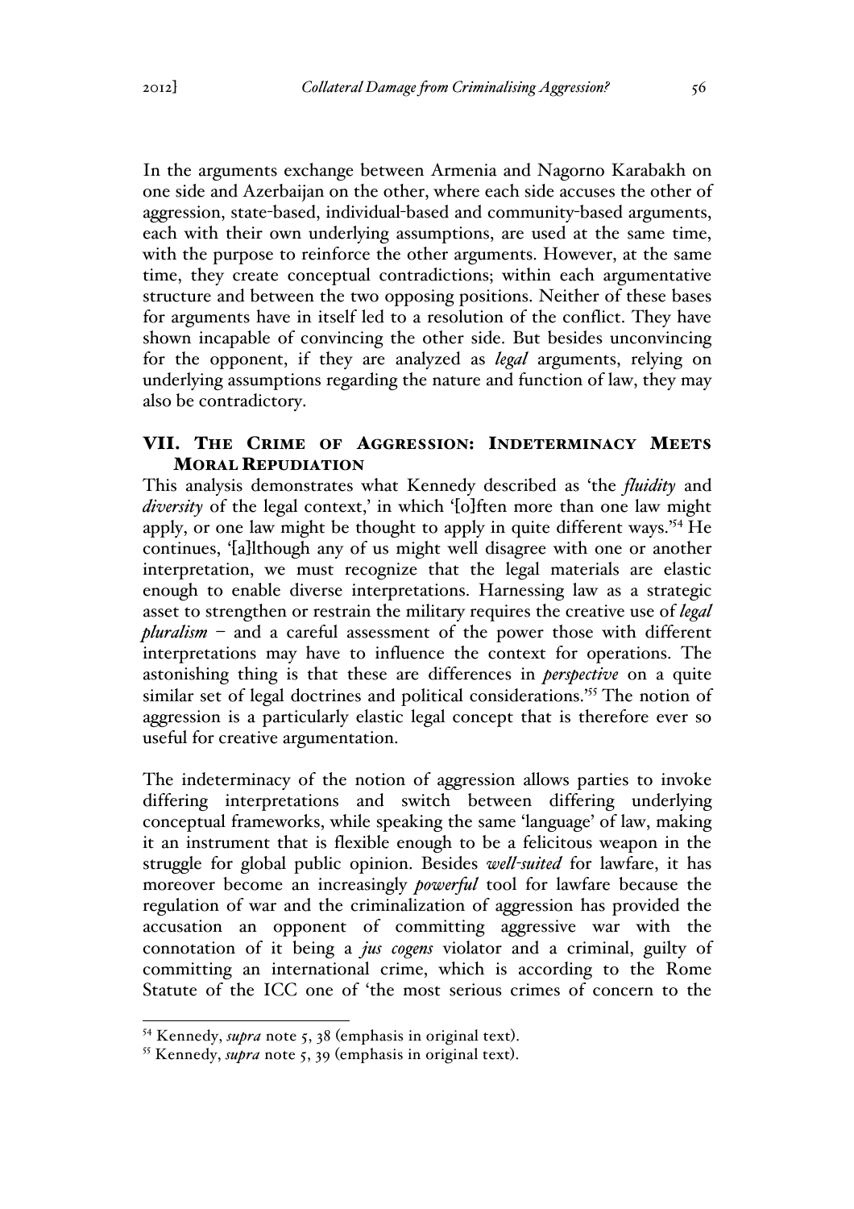In the arguments exchange between Armenia and Nagorno Karabakh on one side and Azerbaijan on the other, where each side accuses the other of aggression, state-based, individual-based and community-based arguments, each with their own underlying assumptions, are used at the same time, with the purpose to reinforce the other arguments. However, at the same time, they create conceptual contradictions; within each argumentative structure and between the two opposing positions. Neither of these bases for arguments have in itself led to a resolution of the conflict. They have shown incapable of convincing the other side. But besides unconvincing for the opponent, if they are analyzed as *legal* arguments, relying on underlying assumptions regarding the nature and function of law, they may also be contradictory.

## VII. The Crime of Aggression: Indeterminacy Meets Moral Repudiation

This analysis demonstrates what Kennedy described as 'the *fluidity* and *diversity* of the legal context,' in which '[o]ften more than one law might apply, or one law might be thought to apply in quite different ways.'[54] He continues, '[a]lthough any of us might well disagree with one or another interpretation, we must recognize that the legal materials are elastic enough to enable diverse interpretations. Harnessing law as a strategic asset to strengthen or restrain the military requires the creative use of *legal pluralism* – and a careful assessment of the power those with different interpretations may have to influence the context for operations. The astonishing thing is that these are differences in *perspective* on a quite similar set of legal doctrines and political considerations.'[55] The notion of aggression is a particularly elastic legal concept that is therefore ever so useful for creative argumentation.

The indeterminacy of the notion of aggression allows parties to invoke differing interpretations and switch between differing underlying conceptual frameworks, while speaking the same 'language' of law, making it an instrument that is flexible enough to be a felicitous weapon in the struggle for global public opinion. Besides *well-suited* for lawfare, it has moreover become an increasingly *powerful* tool for lawfare because the regulation of war and the criminalization of aggression has provided the accusation an opponent of committing aggressive war with the connotation of it being a *jus cogens* violator and a criminal, guilty of committing an international crime, which is according to the Rome Statute of the ICC one of 'the most serious crimes of concern to the

---

[54] Kennedy, *supra* note 5, 38 (emphasis in original text).

[55] Kennedy, *supra* note 5, 39 (emphasis in original text).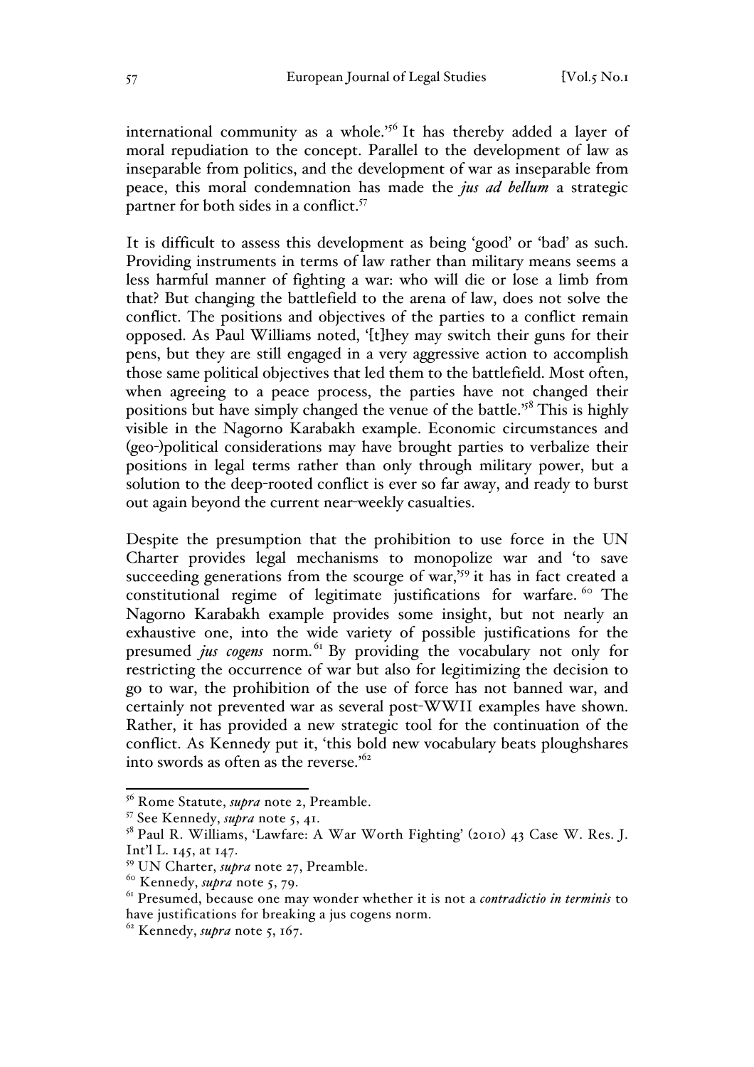international community as a whole.'[56] It has thereby added a layer of moral repudiation to the concept. Parallel to the development of law as inseparable from politics, and the development of war as inseparable from peace, this moral condemnation has made the *jus ad bellum* a strategic partner for both sides in a conflict.[57]

It is difficult to assess this development as being 'good' or 'bad' as such. Providing instruments in terms of law rather than military means seems a less harmful manner of fighting a war: who will die or lose a limb from that? But changing the battlefield to the arena of law, does not solve the conflict. The positions and objectives of the parties to a conflict remain opposed. As Paul Williams noted, '[t]hey may switch their guns for their pens, but they are still engaged in a very aggressive action to accomplish those same political objectives that led them to the battlefield. Most often, when agreeing to a peace process, the parties have not changed their positions but have simply changed the venue of the battle.'[58] This is highly visible in the Nagorno Karabakh example. Economic circumstances and (geo-)political considerations may have brought parties to verbalize their positions in legal terms rather than only through military power, but a solution to the deep-rooted conflict is ever so far away, and ready to burst out again beyond the current near-weekly casualties.

Despite the presumption that the prohibition to use force in the UN Charter provides legal mechanisms to monopolize war and 'to save succeeding generations from the scourge of war,'[59] it has in fact created a constitutional regime of legitimate justifications for warfare.[60] The Nagorno Karabakh example provides some insight, but not nearly an exhaustive one, into the wide variety of possible justifications for the presumed *jus cogens* norm.[61] By providing the vocabulary not only for restricting the occurrence of war but also for legitimizing the decision to go to war, the prohibition of the use of force has not banned war, and certainly not prevented war as several post-WWII examples have shown. Rather, it has provided a new strategic tool for the continuation of the conflict. As Kennedy put it, 'this bold new vocabulary beats ploughshares into swords as often as the reverse.'[62]

---

[56] Rome Statute, *supra* note 2, Preamble.

[57] See Kennedy, *supra* note 5, 41.

[58] Paul R. Williams, 'Lawfare: A War Worth Fighting' (2010) 43 Case W. Res. J. Int'l L. 145, at 147.

[59] UN Charter, *supra* note 27, Preamble.

[60] Kennedy, *supra* note 5, 79.

[61] Presumed, because one may wonder whether it is not a *contradictio in terminis* to have justifications for breaking a jus cogens norm.

[62] Kennedy, *supra* note 5, 167.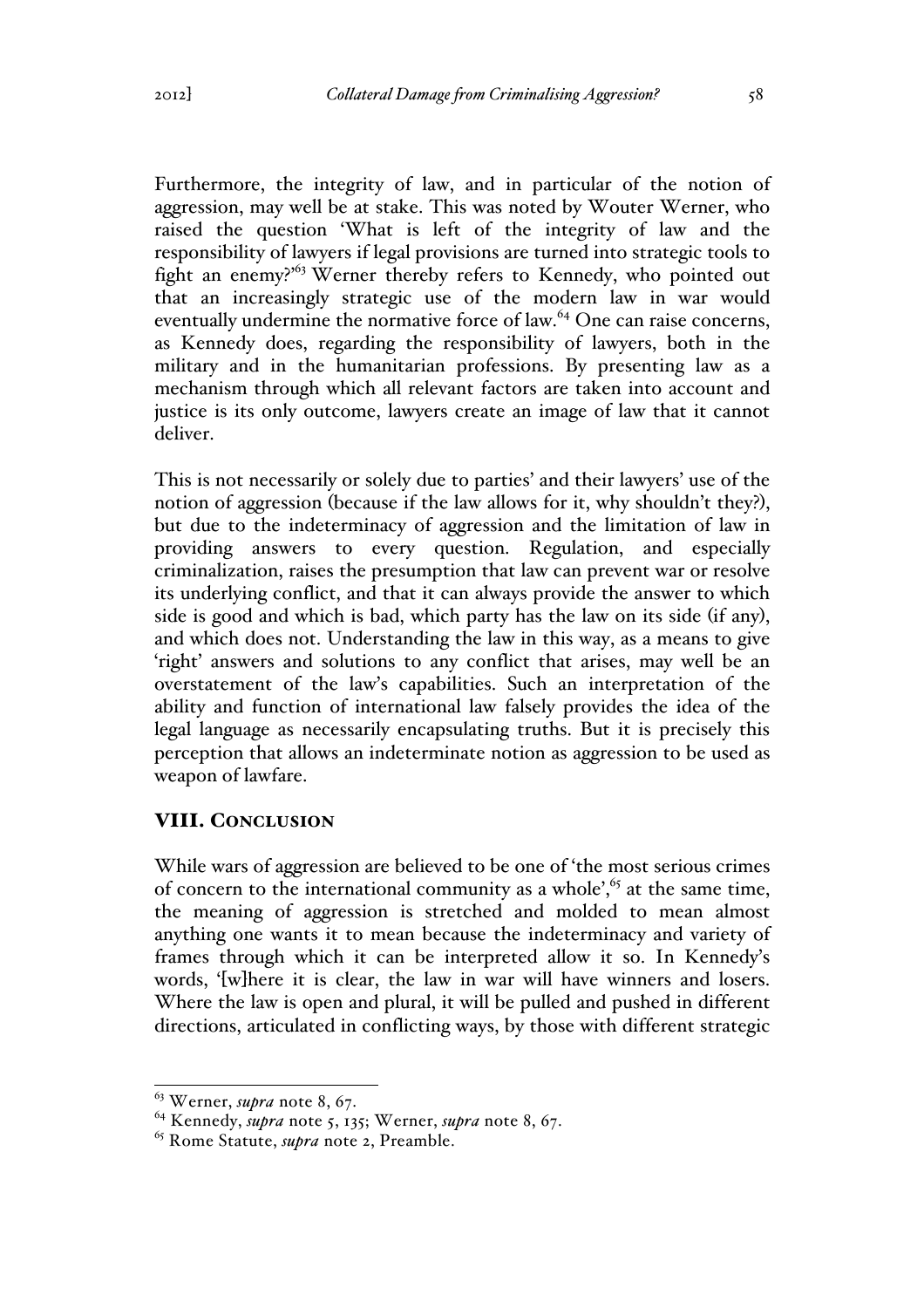Furthermore, the integrity of law, and in particular of the notion of aggression, may well be at stake. This was noted by Wouter Werner, who raised the question 'What is left of the integrity of law and the responsibility of lawyers if legal provisions are turned into strategic tools to fight an enemy?'[63] Werner thereby refers to Kennedy, who pointed out that an increasingly strategic use of the modern law in war would eventually undermine the normative force of law.[64] One can raise concerns, as Kennedy does, regarding the responsibility of lawyers, both in the military and in the humanitarian professions. By presenting law as a mechanism through which all relevant factors are taken into account and justice is its only outcome, lawyers create an image of law that it cannot deliver.

This is not necessarily or solely due to parties' and their lawyers' use of the notion of aggression (because if the law allows for it, why shouldn't they?), but due to the indeterminacy of aggression and the limitation of law in providing answers to every question. Regulation, and especially criminalization, raises the presumption that law can prevent war or resolve its underlying conflict, and that it can always provide the answer to which side is good and which is bad, which party has the law on its side (if any), and which does not. Understanding the law in this way, as a means to give 'right' answers and solutions to any conflict that arises, may well be an overstatement of the law's capabilities. Such an interpretation of the ability and function of international law falsely provides the idea of the legal language as necessarily encapsulating truths. But it is precisely this perception that allows an indeterminate notion as aggression to be used as weapon of lawfare.

## VIII. Conclusion

While wars of aggression are believed to be one of 'the most serious crimes of concern to the international community as a whole',[65] at the same time, the meaning of aggression is stretched and molded to mean almost anything one wants it to mean because the indeterminacy and variety of frames through which it can be interpreted allow it so. In Kennedy's words, '[w]here it is clear, the law in war will have winners and losers. Where the law is open and plural, it will be pulled and pushed in different directions, articulated in conflicting ways, by those with different strategic

---

[63] Werner, *supra* note 8, 67.

[64] Kennedy, *supra* note 5, 135; Werner, *supra* note 8, 67.

[65] Rome Statute, *supra* note 2, Preamble.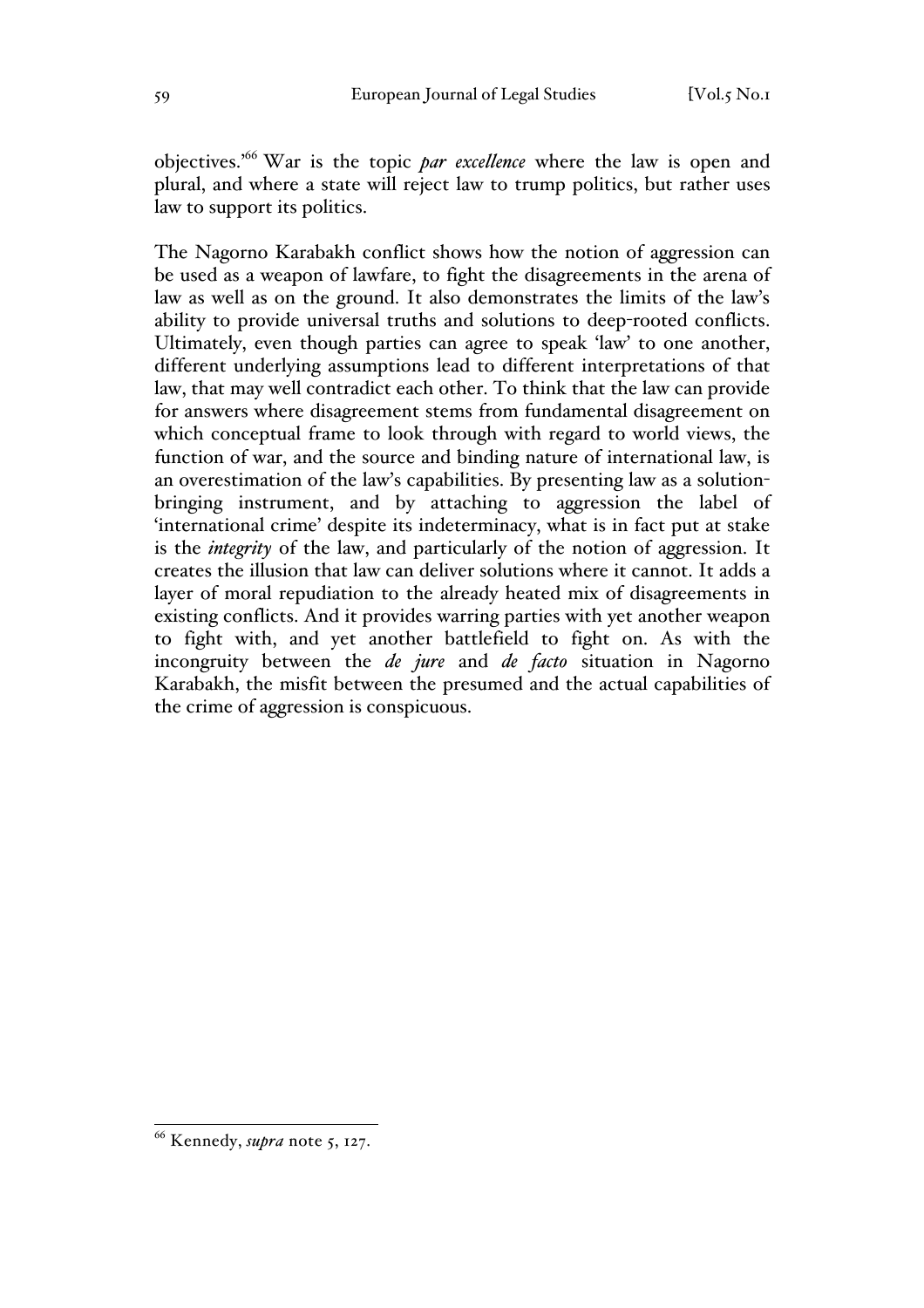objectives.'[66] War is the topic *par excellence* where the law is open and plural, and where a state will reject law to trump politics, but rather uses law to support its politics.

The Nagorno Karabakh conflict shows how the notion of aggression can be used as a weapon of lawfare, to fight the disagreements in the arena of law as well as on the ground. It also demonstrates the limits of the law's ability to provide universal truths and solutions to deep-rooted conflicts. Ultimately, even though parties can agree to speak 'law' to one another, different underlying assumptions lead to different interpretations of that law, that may well contradict each other. To think that the law can provide for answers where disagreement stems from fundamental disagreement on which conceptual frame to look through with regard to world views, the function of war, and the source and binding nature of international law, is an overestimation of the law's capabilities. By presenting law as a solution-bringing instrument, and by attaching to aggression the label of 'international crime' despite its indeterminacy, what is in fact put at stake is the *integrity* of the law, and particularly of the notion of aggression. It creates the illusion that law can deliver solutions where it cannot. It adds a layer of moral repudiation to the already heated mix of disagreements in existing conflicts. And it provides warring parties with yet another weapon to fight with, and yet another battlefield to fight on. As with the incongruity between the *de jure* and *de facto* situation in Nagorno Karabakh, the misfit between the presumed and the actual capabilities of the crime of aggression is conspicuous.

---

[66] Kennedy, *supra* note 5, 127.